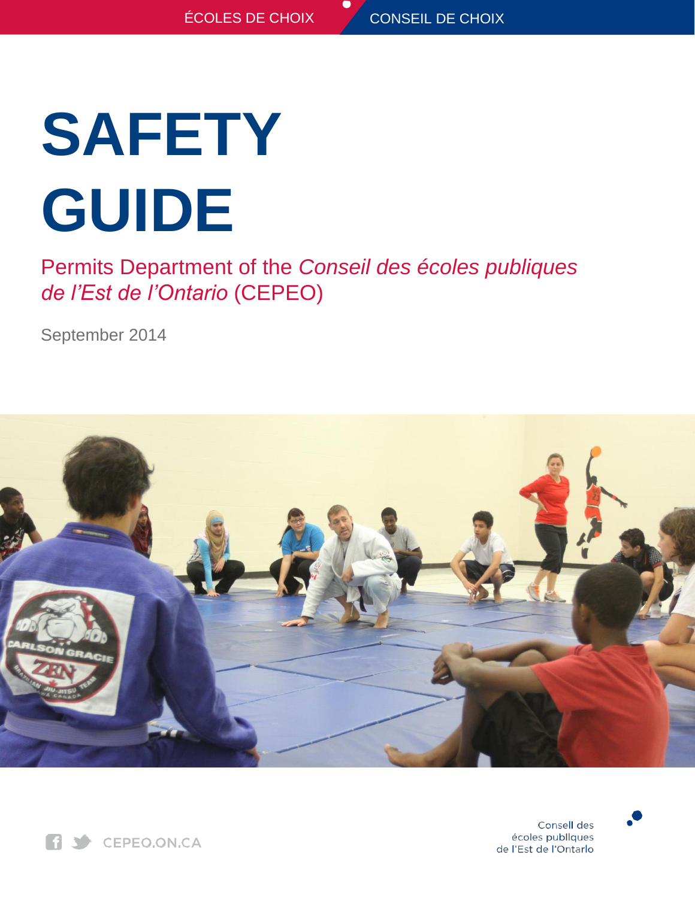ÉCOLES DE CHOIX CONSEIL DE CHOIX

# SAFETY GUIDE

Permits Department of the *Conseil des écoles publiques de l'Est de l'Ontario* (CEPEO)

September 2014

CEPEO.ON.CA

Conseil des écoles publiques de l'Est de l'Ontario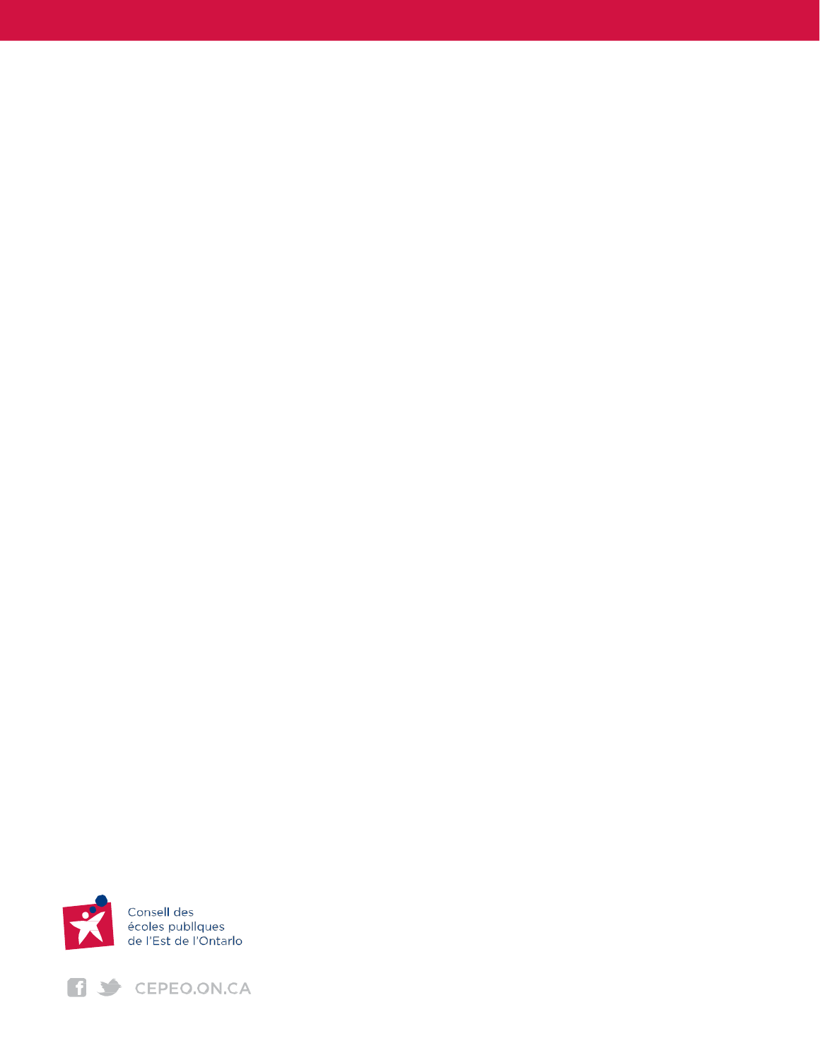Conseil des
écoles publiques
de l'Est de l'Ontario

CEPEO.ON.CA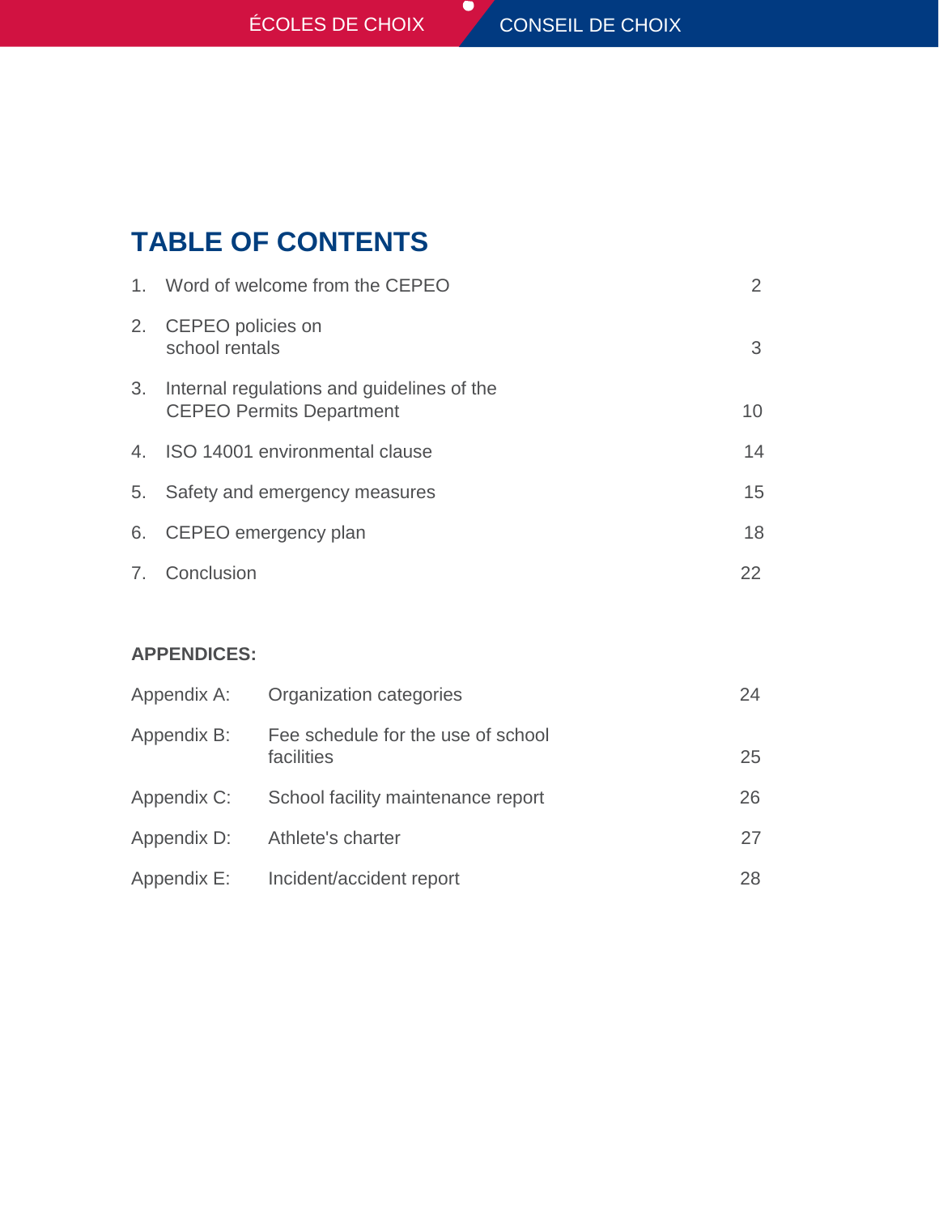# TABLE OF CONTENTS

| | | |
|---|---|---|
| 1. | Word of welcome from the CEPEO | 2 |
| 2. | CEPEO policies on school rentals | 3 |
| 3. | Internal regulations and guidelines of the CEPEO Permits Department | 10 |
| 4. | ISO 14001 environmental clause | 14 |
| 5. | Safety and emergency measures | 15 |
| 6. | CEPEO emergency plan | 18 |
| 7. | Conclusion | 22 |

**APPENDICES:**

| | | |
|---|---|---|
| Appendix A: | Organization categories | 24 |
| Appendix B: | Fee schedule for the use of school facilities | 25 |
| Appendix C: | School facility maintenance report | 26 |
| Appendix D: | Athlete's charter | 27 |
| Appendix E: | Incident/accident report | 28 |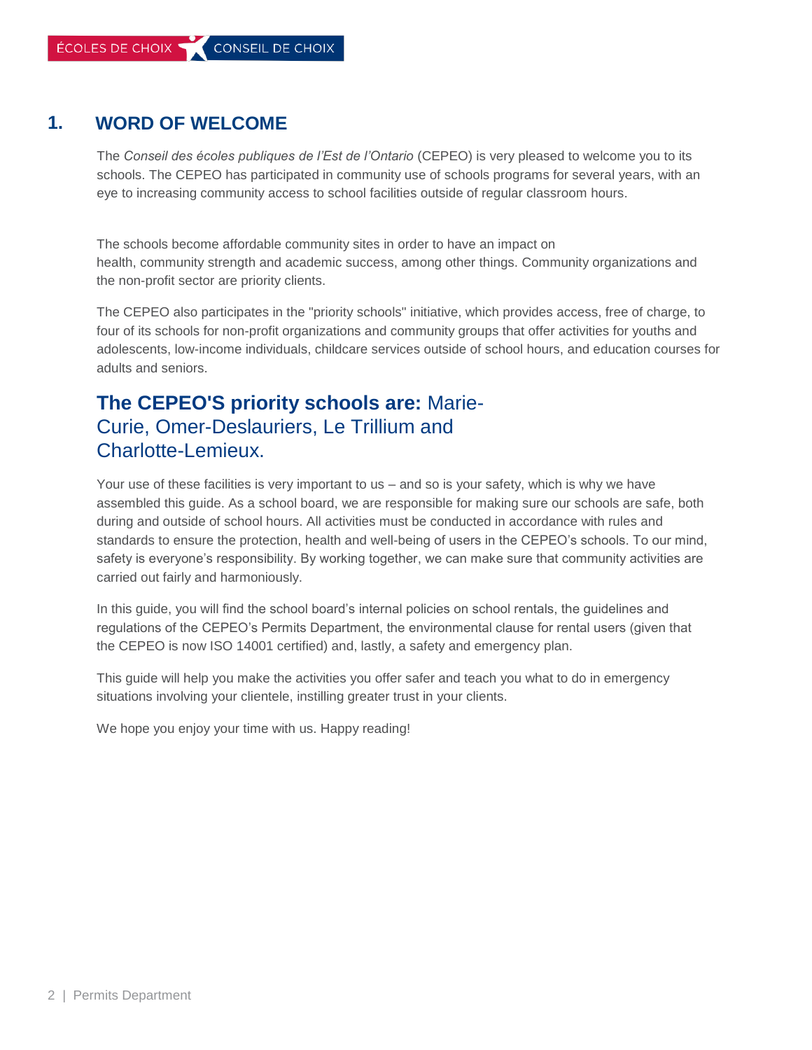# 1. WORD OF WELCOME

The *Conseil des écoles publiques de l'Est de l'Ontario* (CEPEO) is very pleased to welcome you to its schools. The CEPEO has participated in community use of schools programs for several years, with an eye to increasing community access to school facilities outside of regular classroom hours.

The schools become affordable community sites in order to have an impact on health, community strength and academic success, among other things. Community organizations and the non-profit sector are priority clients.

The CEPEO also participates in the "priority schools" initiative, which provides access, free of charge, to four of its schools for non-profit organizations and community groups that offer activities for youths and adolescents, low-income individuals, childcare services outside of school hours, and education courses for adults and seniors.

## **The CEPEO'S priority schools are:** Marie-Curie, Omer-Deslauriers, Le Trillium and Charlotte-Lemieux.

Your use of these facilities is very important to us – and so is your safety, which is why we have assembled this guide. As a school board, we are responsible for making sure our schools are safe, both during and outside of school hours. All activities must be conducted in accordance with rules and standards to ensure the protection, health and well-being of users in the CEPEO's schools. To our mind, safety is everyone's responsibility. By working together, we can make sure that community activities are carried out fairly and harmoniously.

In this guide, you will find the school board's internal policies on school rentals, the guidelines and regulations of the CEPEO's Permits Department, the environmental clause for rental users (given that the CEPEO is now ISO 14001 certified) and, lastly, a safety and emergency plan.

This guide will help you make the activities you offer safer and teach you what to do in emergency situations involving your clientele, instilling greater trust in your clients.

We hope you enjoy your time with us. Happy reading!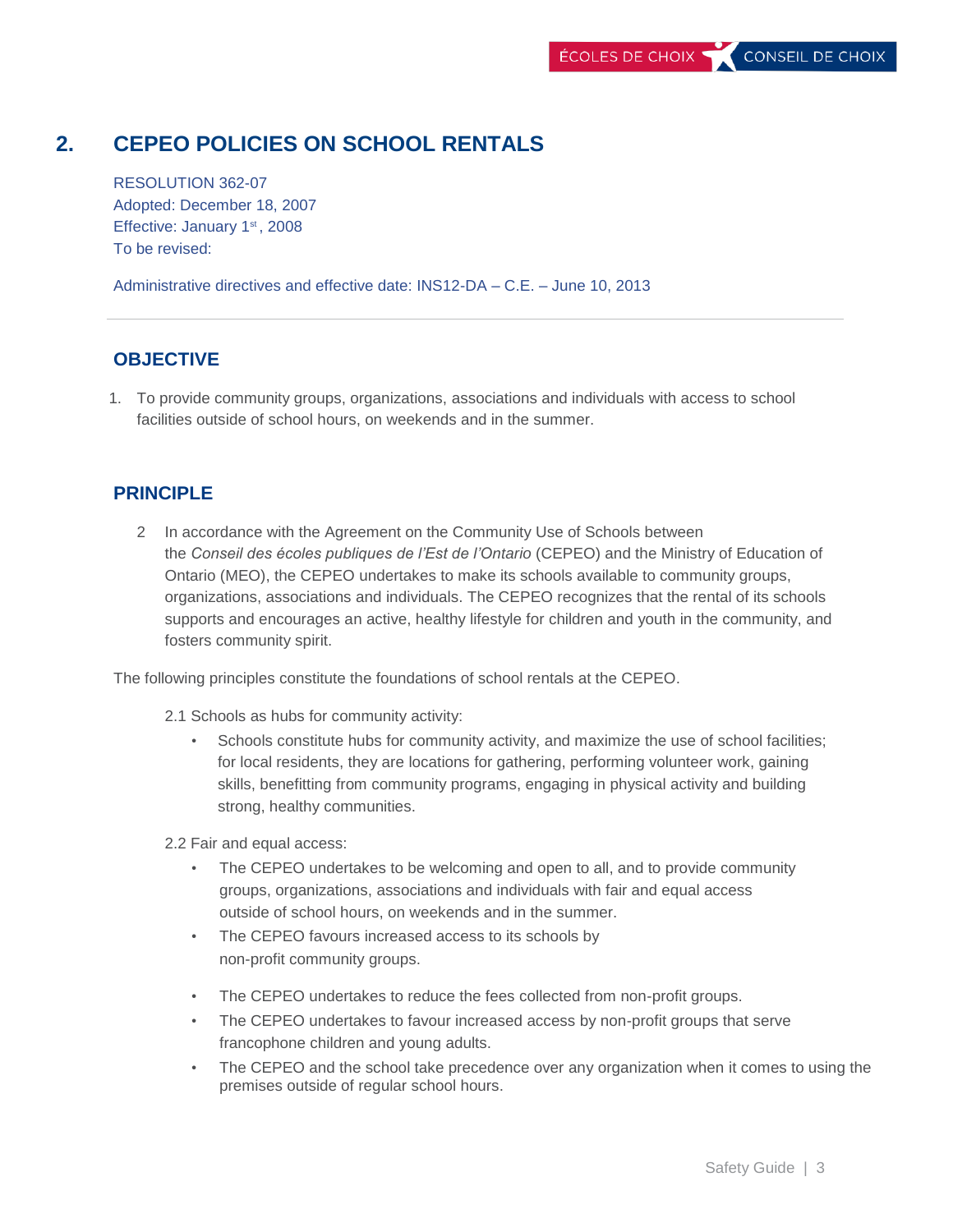## 2. CEPEO POLICIES ON SCHOOL RENTALS

RESOLUTION 362-07
Adopted: December 18, 2007
Effective: January 1st, 2008
To be revised:

Administrative directives and effective date: INS12-DA – C.E. – June 10, 2013

---

### OBJECTIVE

1. To provide community groups, organizations, associations and individuals with access to school facilities outside of school hours, on weekends and in the summer.

### PRINCIPLE

2 In accordance with the Agreement on the Community Use of Schools between the *Conseil des écoles publiques de l'Est de l'Ontario* (CEPEO) and the Ministry of Education of Ontario (MEO), the CEPEO undertakes to make its schools available to community groups, organizations, associations and individuals. The CEPEO recognizes that the rental of its schools supports and encourages an active, healthy lifestyle for children and youth in the community, and fosters community spirit.

The following principles constitute the foundations of school rentals at the CEPEO.

2.1 Schools as hubs for community activity:

- Schools constitute hubs for community activity, and maximize the use of school facilities; for local residents, they are locations for gathering, performing volunteer work, gaining skills, benefitting from community programs, engaging in physical activity and building strong, healthy communities.

2.2 Fair and equal access:

- The CEPEO undertakes to be welcoming and open to all, and to provide community groups, organizations, associations and individuals with fair and equal access outside of school hours, on weekends and in the summer.
- The CEPEO favours increased access to its schools by non-profit community groups.
- The CEPEO undertakes to reduce the fees collected from non-profit groups.
- The CEPEO undertakes to favour increased access by non-profit groups that serve francophone children and young adults.
- The CEPEO and the school take precedence over any organization when it comes to using the premises outside of regular school hours.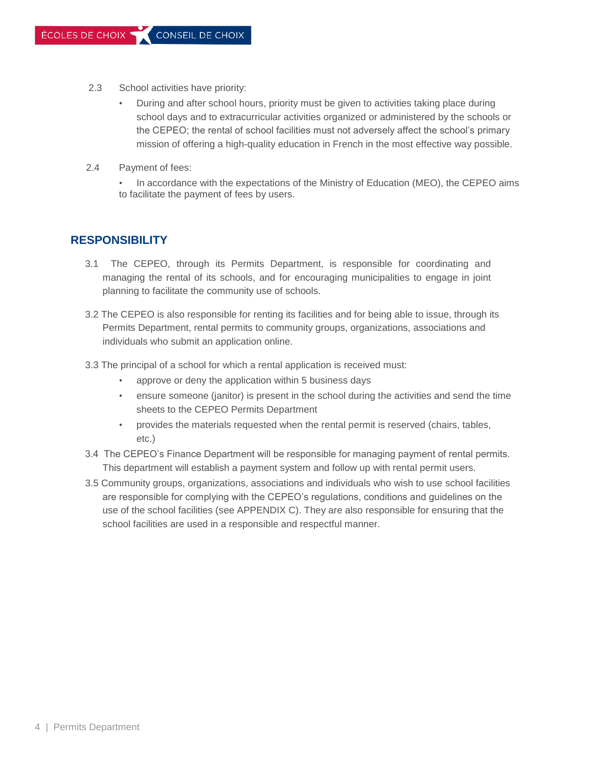2.3 School activities have priority:

- During and after school hours, priority must be given to activities taking place during school days and to extracurricular activities organized or administered by the schools or the CEPEO; the rental of school facilities must not adversely affect the school's primary mission of offering a high-quality education in French in the most effective way possible.

2.4 Payment of fees:

- In accordance with the expectations of the Ministry of Education (MEO), the CEPEO aims to facilitate the payment of fees by users.

## RESPONSIBILITY

3.1 The CEPEO, through its Permits Department, is responsible for coordinating and managing the rental of its schools, and for encouraging municipalities to engage in joint planning to facilitate the community use of schools.

3.2 The CEPEO is also responsible for renting its facilities and for being able to issue, through its Permits Department, rental permits to community groups, organizations, associations and individuals who submit an application online.

3.3 The principal of a school for which a rental application is received must:

- approve or deny the application within 5 business days
- ensure someone (janitor) is present in the school during the activities and send the time sheets to the CEPEO Permits Department
- provides the materials requested when the rental permit is reserved (chairs, tables, etc.)

3.4 The CEPEO's Finance Department will be responsible for managing payment of rental permits. This department will establish a payment system and follow up with rental permit users.

3.5 Community groups, organizations, associations and individuals who wish to use school facilities are responsible for complying with the CEPEO's regulations, conditions and guidelines on the use of the school facilities (see APPENDIX C). They are also responsible for ensuring that the school facilities are used in a responsible and respectful manner.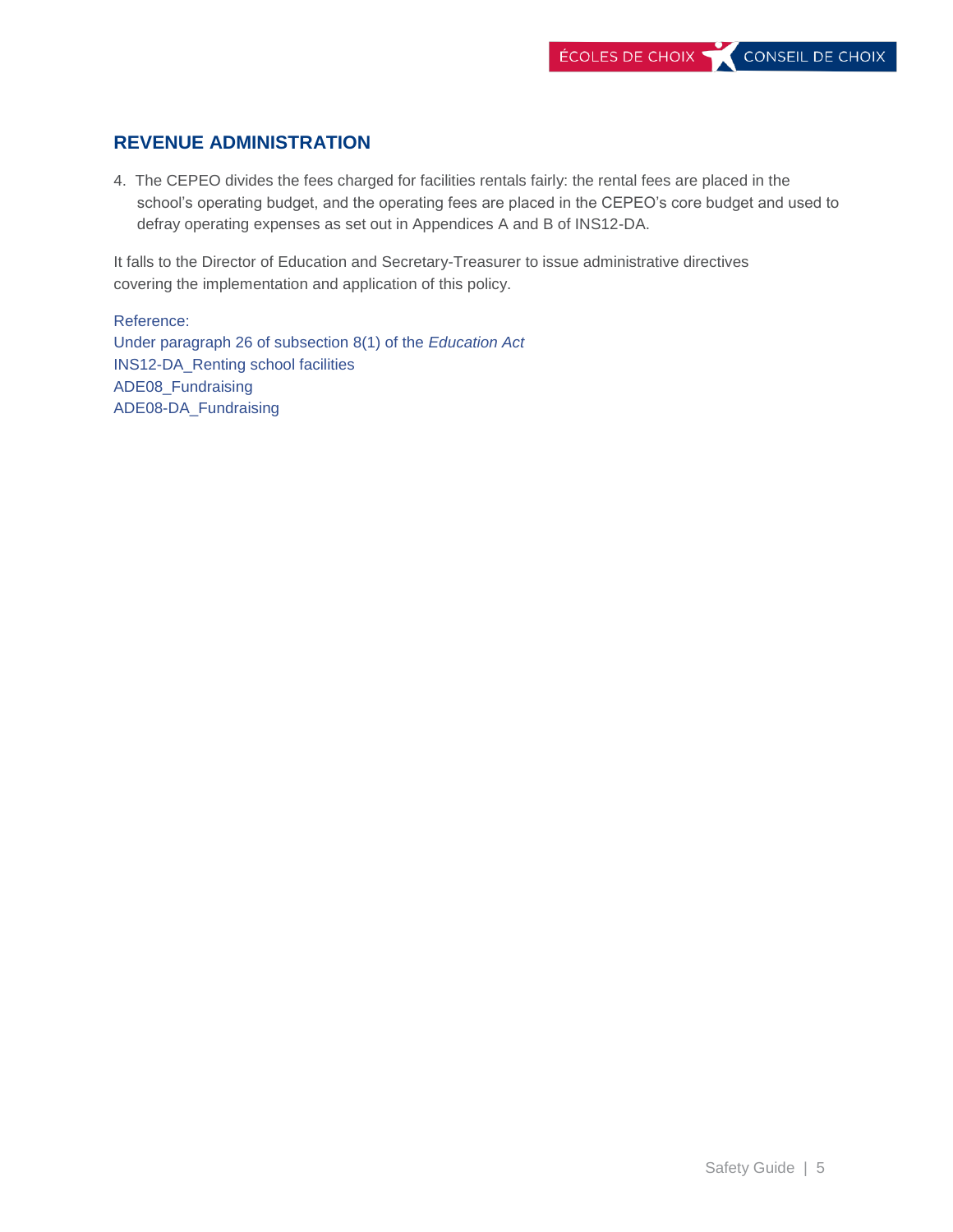## REVENUE ADMINISTRATION

4. The CEPEO divides the fees charged for facilities rentals fairly: the rental fees are placed in the school's operating budget, and the operating fees are placed in the CEPEO's core budget and used to defray operating expenses as set out in Appendices A and B of INS12-DA.

It falls to the Director of Education and Secretary-Treasurer to issue administrative directives covering the implementation and application of this policy.

Reference:
Under paragraph 26 of subsection 8(1) of the *Education Act*
INS12-DA_Renting school facilities
ADE08_Fundraising
ADE08-DA_Fundraising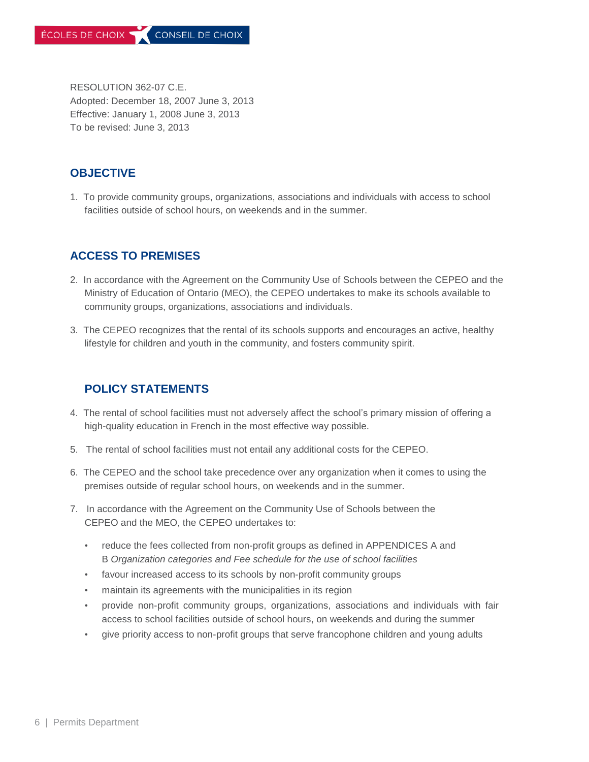RESOLUTION 362-07 C.E.
Adopted: December 18, 2007 June 3, 2013
Effective: January 1, 2008 June 3, 2013
To be revised: June 3, 2013

## OBJECTIVE

1. To provide community groups, organizations, associations and individuals with access to school facilities outside of school hours, on weekends and in the summer.

## ACCESS TO PREMISES

2. In accordance with the Agreement on the Community Use of Schools between the CEPEO and the Ministry of Education of Ontario (MEO), the CEPEO undertakes to make its schools available to community groups, organizations, associations and individuals.

3. The CEPEO recognizes that the rental of its schools supports and encourages an active, healthy lifestyle for children and youth in the community, and fosters community spirit.

## POLICY STATEMENTS

4. The rental of school facilities must not adversely affect the school's primary mission of offering a high-quality education in French in the most effective way possible.

5. The rental of school facilities must not entail any additional costs for the CEPEO.

6. The CEPEO and the school take precedence over any organization when it comes to using the premises outside of regular school hours, on weekends and in the summer.

7. In accordance with the Agreement on the Community Use of Schools between the CEPEO and the MEO, the CEPEO undertakes to:

   - reduce the fees collected from non-profit groups as defined in APPENDICES A and B *Organization categories and Fee schedule for the use of school facilities*
   - favour increased access to its schools by non-profit community groups
   - maintain its agreements with the municipalities in its region
   - provide non-profit community groups, organizations, associations and individuals with fair access to school facilities outside of school hours, on weekends and during the summer
   - give priority access to non-profit groups that serve francophone children and young adults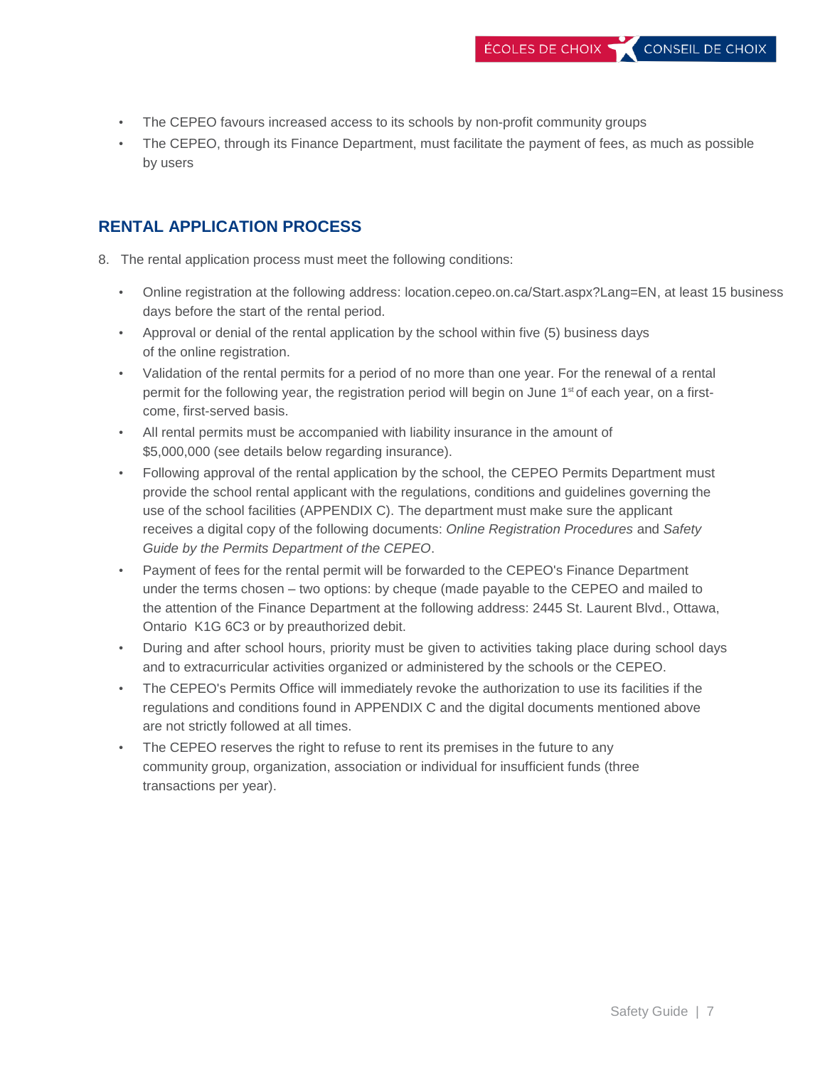- The CEPEO favours increased access to its schools by non-profit community groups
- The CEPEO, through its Finance Department, must facilitate the payment of fees, as much as possible by users

## RENTAL APPLICATION PROCESS

8. The rental application process must meet the following conditions:

- Online registration at the following address: location.cepeo.on.ca/Start.aspx?Lang=EN, at least 15 business days before the start of the rental period.
- Approval or denial of the rental application by the school within five (5) business days of the online registration.
- Validation of the rental permits for a period of no more than one year. For the renewal of a rental permit for the following year, the registration period will begin on June 1st of each year, on a first-come, first-served basis.
- All rental permits must be accompanied with liability insurance in the amount of $5,000,000 (see details below regarding insurance).
- Following approval of the rental application by the school, the CEPEO Permits Department must provide the school rental applicant with the regulations, conditions and guidelines governing the use of the school facilities (APPENDIX C). The department must make sure the applicant receives a digital copy of the following documents: *Online Registration Procedures* and *Safety Guide by the Permits Department of the CEPEO*.
- Payment of fees for the rental permit will be forwarded to the CEPEO's Finance Department under the terms chosen – two options: by cheque (made payable to the CEPEO and mailed to the attention of the Finance Department at the following address: 2445 St. Laurent Blvd., Ottawa, Ontario K1G 6C3 or by preauthorized debit.
- During and after school hours, priority must be given to activities taking place during school days and to extracurricular activities organized or administered by the schools or the CEPEO.
- The CEPEO's Permits Office will immediately revoke the authorization to use its facilities if the regulations and conditions found in APPENDIX C and the digital documents mentioned above are not strictly followed at all times.
- The CEPEO reserves the right to refuse to rent its premises in the future to any community group, organization, association or individual for insufficient funds (three transactions per year).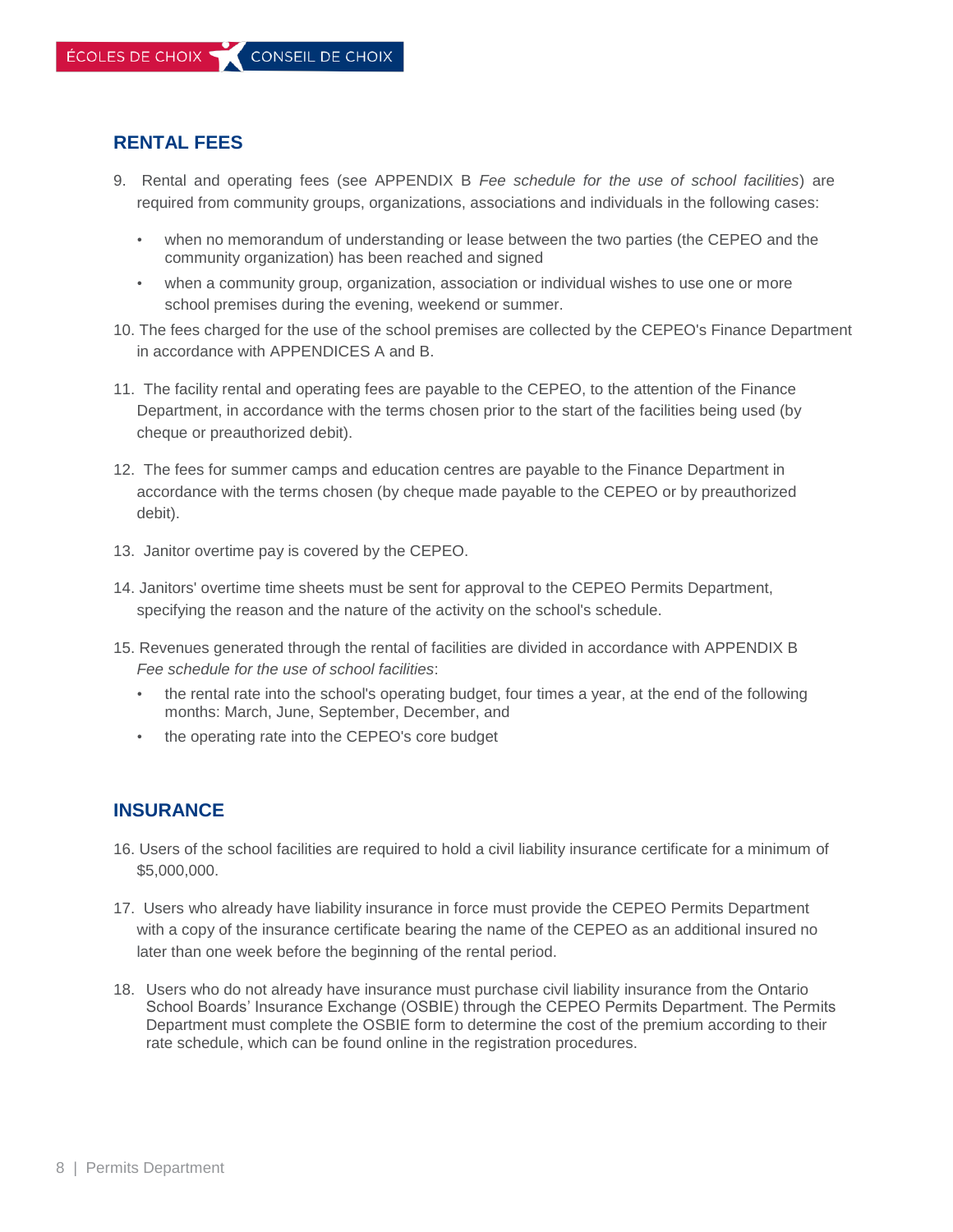## RENTAL FEES

9. Rental and operating fees (see APPENDIX B *Fee schedule for the use of school facilities*) are required from community groups, organizations, associations and individuals in the following cases:
   - when no memorandum of understanding or lease between the two parties (the CEPEO and the community organization) has been reached and signed
   - when a community group, organization, association or individual wishes to use one or more school premises during the evening, weekend or summer.

10. The fees charged for the use of the school premises are collected by the CEPEO's Finance Department in accordance with APPENDICES A and B.

11. The facility rental and operating fees are payable to the CEPEO, to the attention of the Finance Department, in accordance with the terms chosen prior to the start of the facilities being used (by cheque or preauthorized debit).

12. The fees for summer camps and education centres are payable to the Finance Department in accordance with the terms chosen (by cheque made payable to the CEPEO or by preauthorized debit).

13. Janitor overtime pay is covered by the CEPEO.

14. Janitors' overtime time sheets must be sent for approval to the CEPEO Permits Department, specifying the reason and the nature of the activity on the school's schedule.

15. Revenues generated through the rental of facilities are divided in accordance with APPENDIX B *Fee schedule for the use of school facilities*:
   - the rental rate into the school's operating budget, four times a year, at the end of the following months: March, June, September, December, and
   - the operating rate into the CEPEO's core budget

## INSURANCE

16. Users of the school facilities are required to hold a civil liability insurance certificate for a minimum of $5,000,000.

17. Users who already have liability insurance in force must provide the CEPEO Permits Department with a copy of the insurance certificate bearing the name of the CEPEO as an additional insured no later than one week before the beginning of the rental period.

18. Users who do not already have insurance must purchase civil liability insurance from the Ontario School Boards' Insurance Exchange (OSBIE) through the CEPEO Permits Department. The Permits Department must complete the OSBIE form to determine the cost of the premium according to their rate schedule, which can be found online in the registration procedures.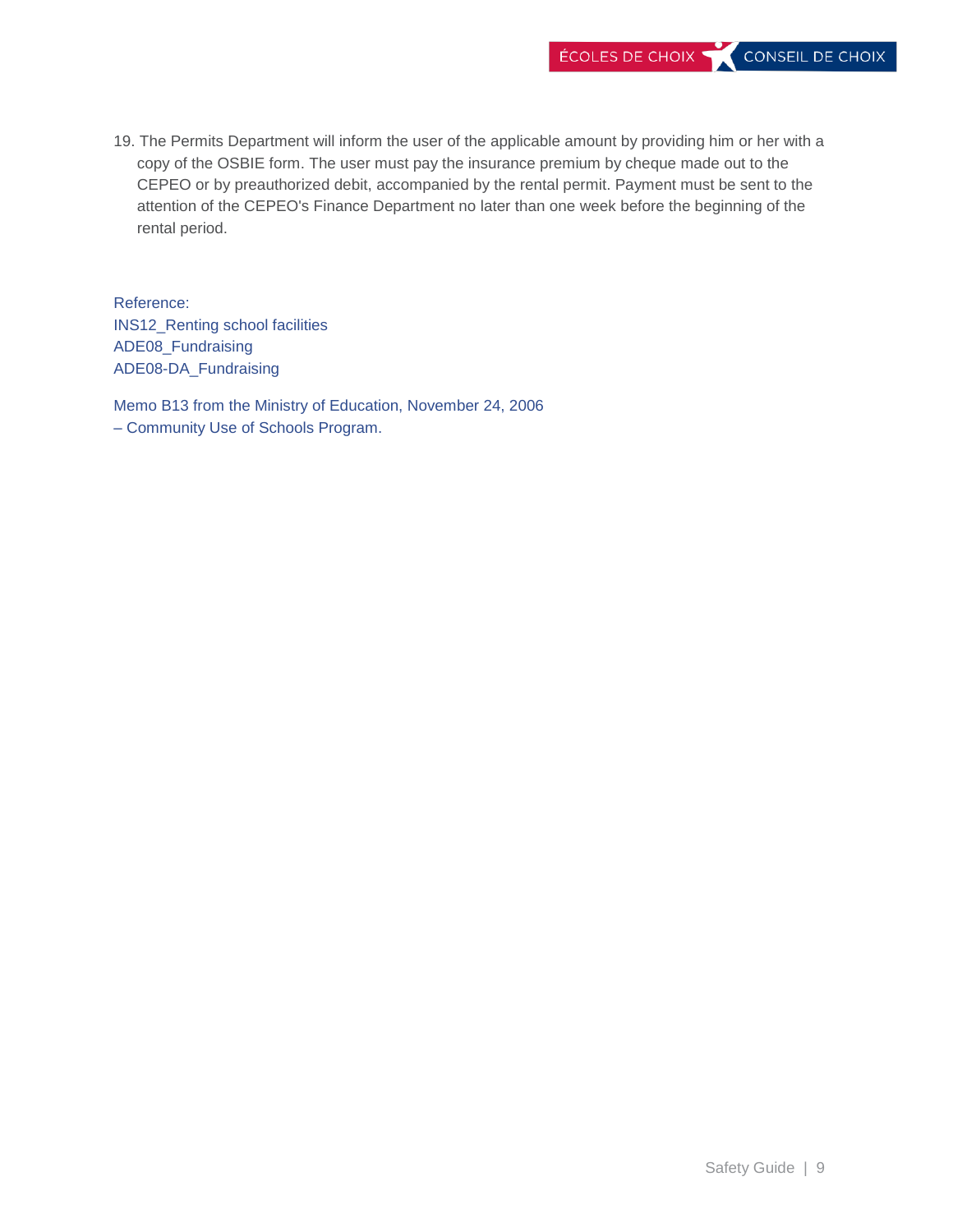19. The Permits Department will inform the user of the applicable amount by providing him or her with a copy of the OSBIE form. The user must pay the insurance premium by cheque made out to the CEPEO or by preauthorized debit, accompanied by the rental permit. Payment must be sent to the attention of the CEPEO's Finance Department no later than one week before the beginning of the rental period.

Reference:
INS12_Renting school facilities
ADE08_Fundraising
ADE08-DA_Fundraising

Memo B13 from the Ministry of Education, November 24, 2006
– Community Use of Schools Program.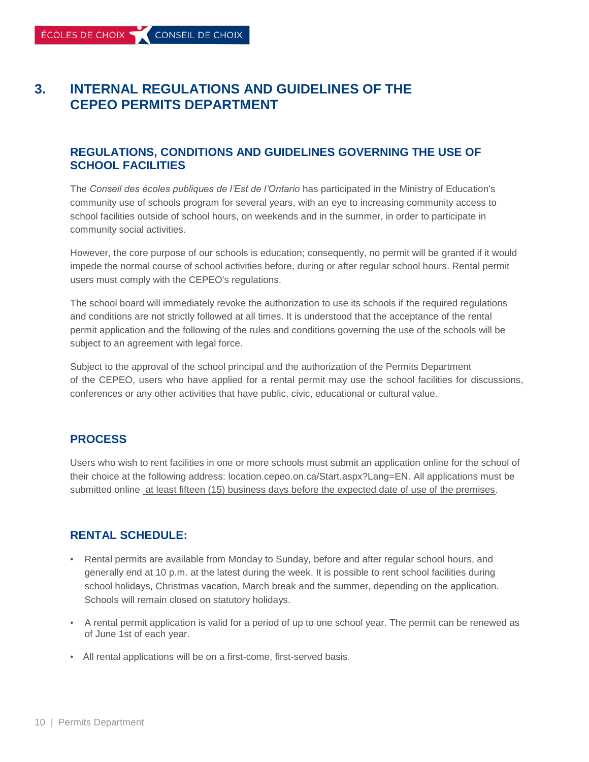# 3. INTERNAL REGULATIONS AND GUIDELINES OF THE CEPEO PERMITS DEPARTMENT

## REGULATIONS, CONDITIONS AND GUIDELINES GOVERNING THE USE OF SCHOOL FACILITIES

The *Conseil des écoles publiques de l'Est de l'Ontario* has participated in the Ministry of Education's community use of schools program for several years, with an eye to increasing community access to school facilities outside of school hours, on weekends and in the summer, in order to participate in community social activities.

However, the core purpose of our schools is education; consequently, no permit will be granted if it would impede the normal course of school activities before, during or after regular school hours. Rental permit users must comply with the CEPEO's regulations.

The school board will immediately revoke the authorization to use its schools if the required regulations and conditions are not strictly followed at all times. It is understood that the acceptance of the rental permit application and the following of the rules and conditions governing the use of the schools will be subject to an agreement with legal force.

Subject to the approval of the school principal and the authorization of the Permits Department of the CEPEO, users who have applied for a rental permit may use the school facilities for discussions, conferences or any other activities that have public, civic, educational or cultural value.

## PROCESS

Users who wish to rent facilities in one or more schools must submit an application online for the school of their choice at the following address: location.cepeo.on.ca/Start.aspx?Lang=EN. All applications must be submitted online at least fifteen (15) business days before the expected date of use of the premises.

## RENTAL SCHEDULE:

- Rental permits are available from Monday to Sunday, before and after regular school hours, and generally end at 10 p.m. at the latest during the week. It is possible to rent school facilities during school holidays, Christmas vacation, March break and the summer, depending on the application. Schools will remain closed on statutory holidays.
- A rental permit application is valid for a period of up to one school year. The permit can be renewed as of June 1st of each year.
- All rental applications will be on a first-come, first-served basis.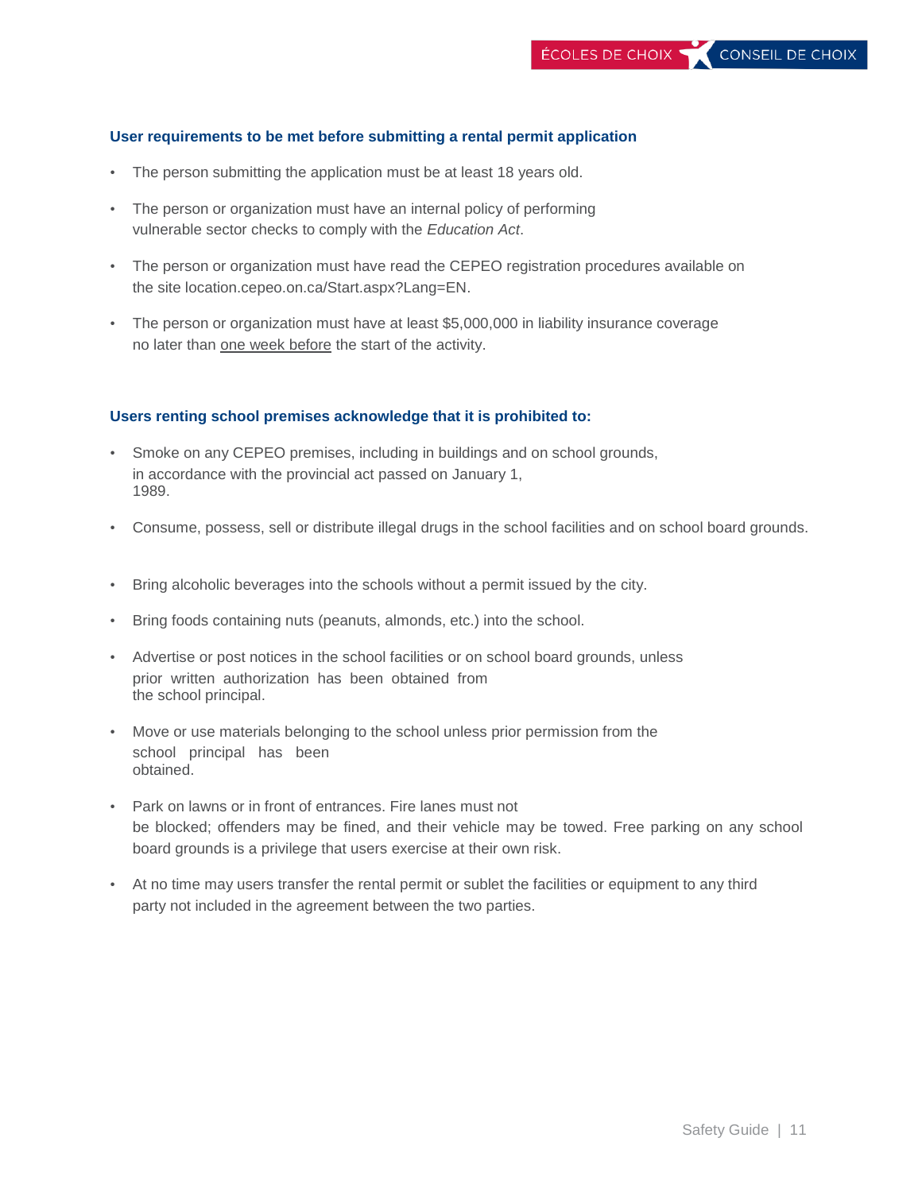## User requirements to be met before submitting a rental permit application

- The person submitting the application must be at least 18 years old.
- The person or organization must have an internal policy of performing vulnerable sector checks to comply with the *Education Act*.
- The person or organization must have read the CEPEO registration procedures available on the site location.cepeo.on.ca/Start.aspx?Lang=EN.
- The person or organization must have at least $5,000,000 in liability insurance coverage no later than one week before the start of the activity.

## Users renting school premises acknowledge that it is prohibited to:

- Smoke on any CEPEO premises, including in buildings and on school grounds, in accordance with the provincial act passed on January 1, 1989.
- Consume, possess, sell or distribute illegal drugs in the school facilities and on school board grounds.
- Bring alcoholic beverages into the schools without a permit issued by the city.
- Bring foods containing nuts (peanuts, almonds, etc.) into the school.
- Advertise or post notices in the school facilities or on school board grounds, unless prior written authorization has been obtained from the school principal.
- Move or use materials belonging to the school unless prior permission from the school principal has been obtained.
- Park on lawns or in front of entrances. Fire lanes must not be blocked; offenders may be fined, and their vehicle may be towed. Free parking on any school board grounds is a privilege that users exercise at their own risk.
- At no time may users transfer the rental permit or sublet the facilities or equipment to any third party not included in the agreement between the two parties.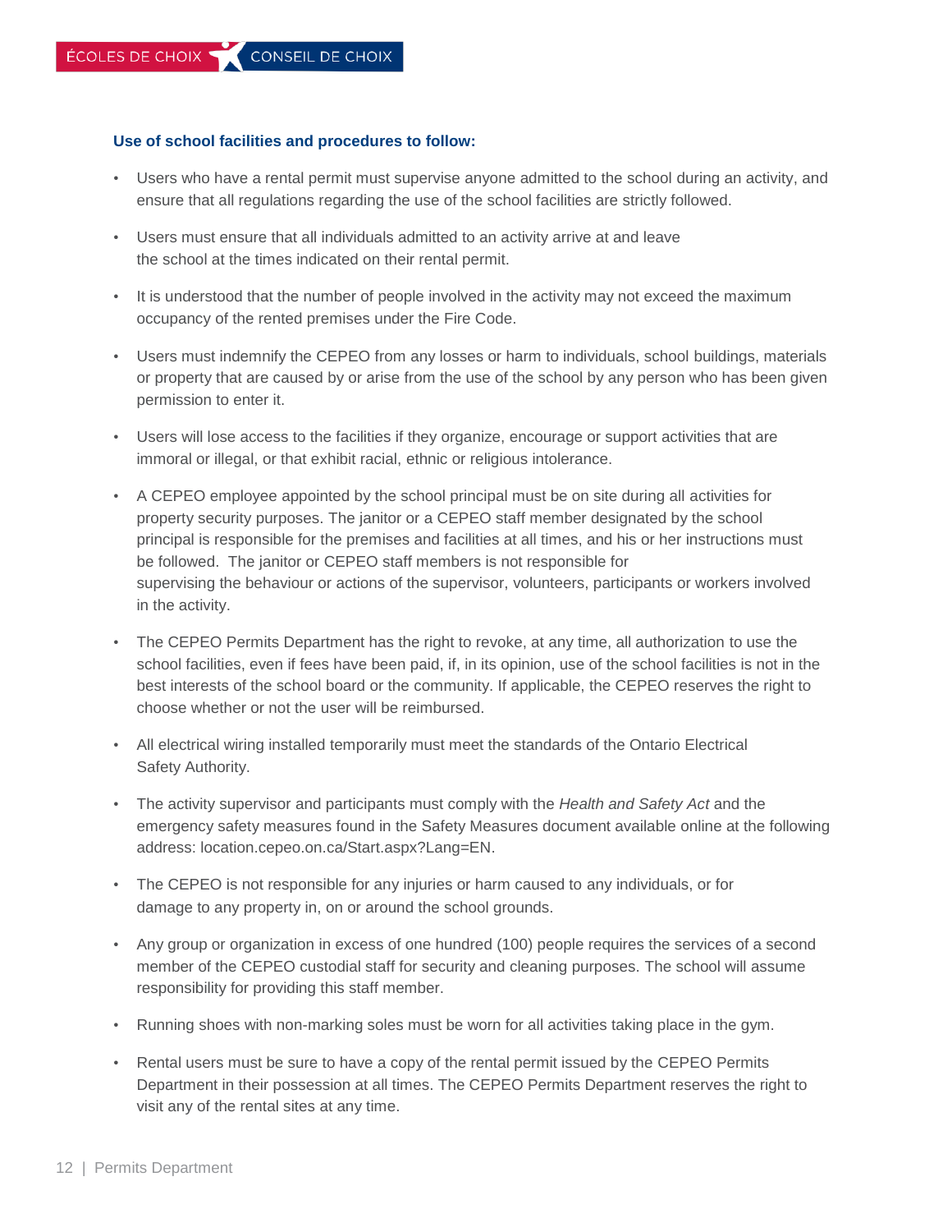**Use of school facilities and procedures to follow:**

- Users who have a rental permit must supervise anyone admitted to the school during an activity, and ensure that all regulations regarding the use of the school facilities are strictly followed.
- Users must ensure that all individuals admitted to an activity arrive at and leave the school at the times indicated on their rental permit.
- It is understood that the number of people involved in the activity may not exceed the maximum occupancy of the rented premises under the Fire Code.
- Users must indemnify the CEPEO from any losses or harm to individuals, school buildings, materials or property that are caused by or arise from the use of the school by any person who has been given permission to enter it.
- Users will lose access to the facilities if they organize, encourage or support activities that are immoral or illegal, or that exhibit racial, ethnic or religious intolerance.
- A CEPEO employee appointed by the school principal must be on site during all activities for property security purposes. The janitor or a CEPEO staff member designated by the school principal is responsible for the premises and facilities at all times, and his or her instructions must be followed. The janitor or CEPEO staff members is not responsible for supervising the behaviour or actions of the supervisor, volunteers, participants or workers involved in the activity.
- The CEPEO Permits Department has the right to revoke, at any time, all authorization to use the school facilities, even if fees have been paid, if, in its opinion, use of the school facilities is not in the best interests of the school board or the community. If applicable, the CEPEO reserves the right to choose whether or not the user will be reimbursed.
- All electrical wiring installed temporarily must meet the standards of the Ontario Electrical Safety Authority.
- The activity supervisor and participants must comply with the *Health and Safety Act* and the emergency safety measures found in the Safety Measures document available online at the following address: location.cepeo.on.ca/Start.aspx?Lang=EN.
- The CEPEO is not responsible for any injuries or harm caused to any individuals, or for damage to any property in, on or around the school grounds.
- Any group or organization in excess of one hundred (100) people requires the services of a second member of the CEPEO custodial staff for security and cleaning purposes. The school will assume responsibility for providing this staff member.
- Running shoes with non-marking soles must be worn for all activities taking place in the gym.
- Rental users must be sure to have a copy of the rental permit issued by the CEPEO Permits Department in their possession at all times. The CEPEO Permits Department reserves the right to visit any of the rental sites at any time.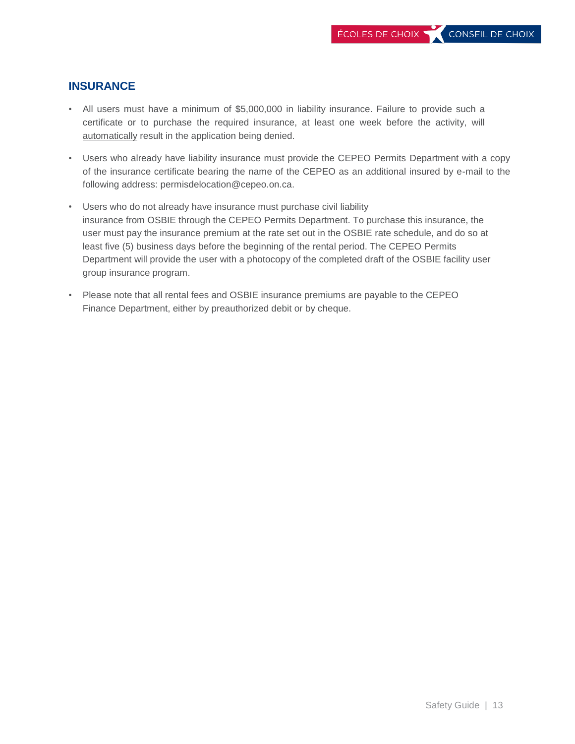## INSURANCE

- All users must have a minimum of $5,000,000 in liability insurance. Failure to provide such a certificate or to purchase the required insurance, at least one week before the activity, will automatically result in the application being denied.
- Users who already have liability insurance must provide the CEPEO Permits Department with a copy of the insurance certificate bearing the name of the CEPEO as an additional insured by e-mail to the following address: permisdelocation@cepeo.on.ca.
- Users who do not already have insurance must purchase civil liability insurance from OSBIE through the CEPEO Permits Department. To purchase this insurance, the user must pay the insurance premium at the rate set out in the OSBIE rate schedule, and do so at least five (5) business days before the beginning of the rental period. The CEPEO Permits Department will provide the user with a photocopy of the completed draft of the OSBIE facility user group insurance program.
- Please note that all rental fees and OSBIE insurance premiums are payable to the CEPEO Finance Department, either by preauthorized debit or by cheque.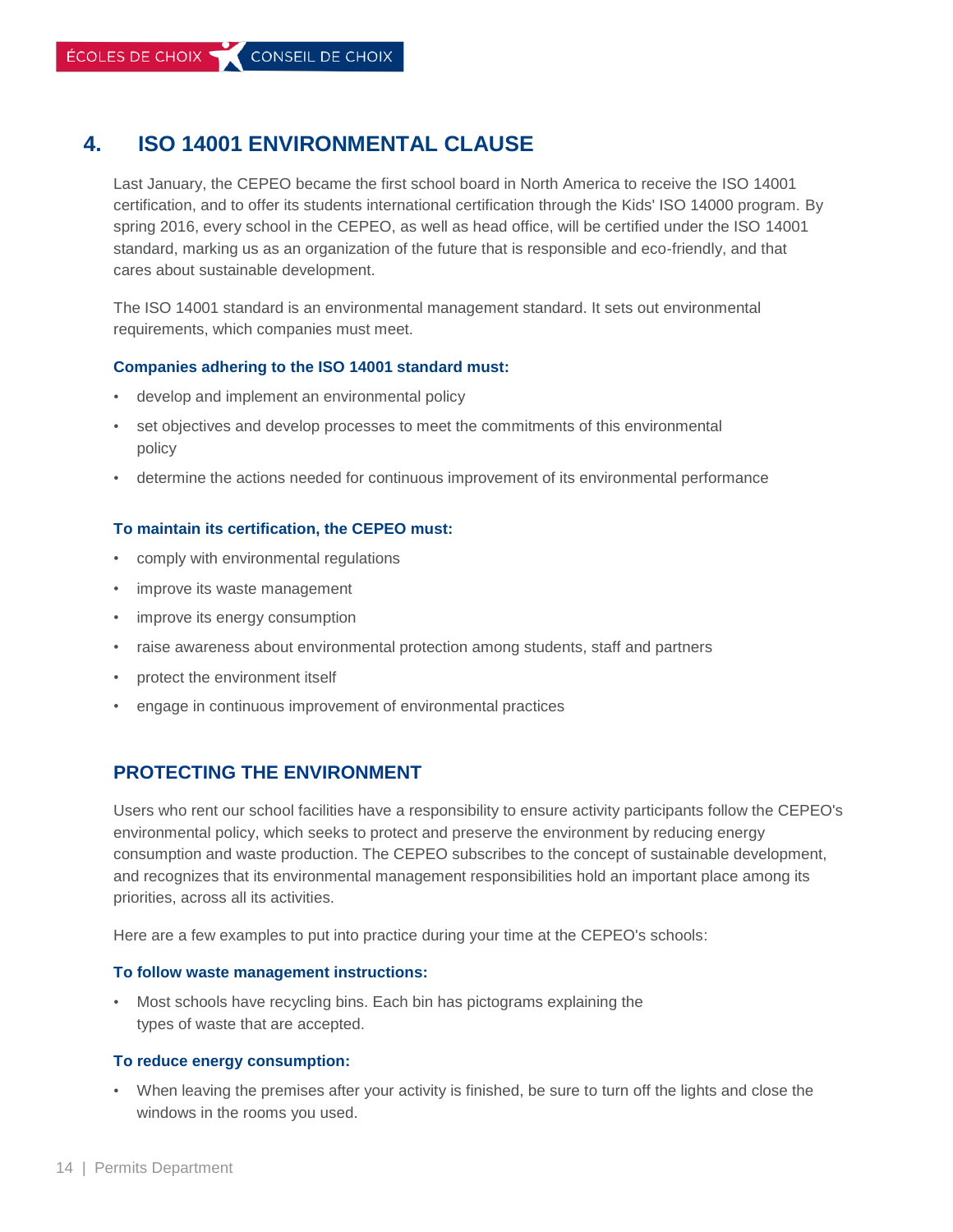## 4. ISO 14001 ENVIRONMENTAL CLAUSE

Last January, the CEPEO became the first school board in North America to receive the ISO 14001 certification, and to offer its students international certification through the Kids' ISO 14000 program. By spring 2016, every school in the CEPEO, as well as head office, will be certified under the ISO 14001 standard, marking us as an organization of the future that is responsible and eco-friendly, and that cares about sustainable development.

The ISO 14001 standard is an environmental management standard. It sets out environmental requirements, which companies must meet.

**Companies adhering to the ISO 14001 standard must:**

- develop and implement an environmental policy
- set objectives and develop processes to meet the commitments of this environmental policy
- determine the actions needed for continuous improvement of its environmental performance

**To maintain its certification, the CEPEO must:**

- comply with environmental regulations
- improve its waste management
- improve its energy consumption
- raise awareness about environmental protection among students, staff and partners
- protect the environment itself
- engage in continuous improvement of environmental practices

### PROTECTING THE ENVIRONMENT

Users who rent our school facilities have a responsibility to ensure activity participants follow the CEPEO's environmental policy, which seeks to protect and preserve the environment by reducing energy consumption and waste production. The CEPEO subscribes to the concept of sustainable development, and recognizes that its environmental management responsibilities hold an important place among its priorities, across all its activities.

Here are a few examples to put into practice during your time at the CEPEO's schools:

**To follow waste management instructions:**

- Most schools have recycling bins. Each bin has pictograms explaining the types of waste that are accepted.

**To reduce energy consumption:**

- When leaving the premises after your activity is finished, be sure to turn off the lights and close the windows in the rooms you used.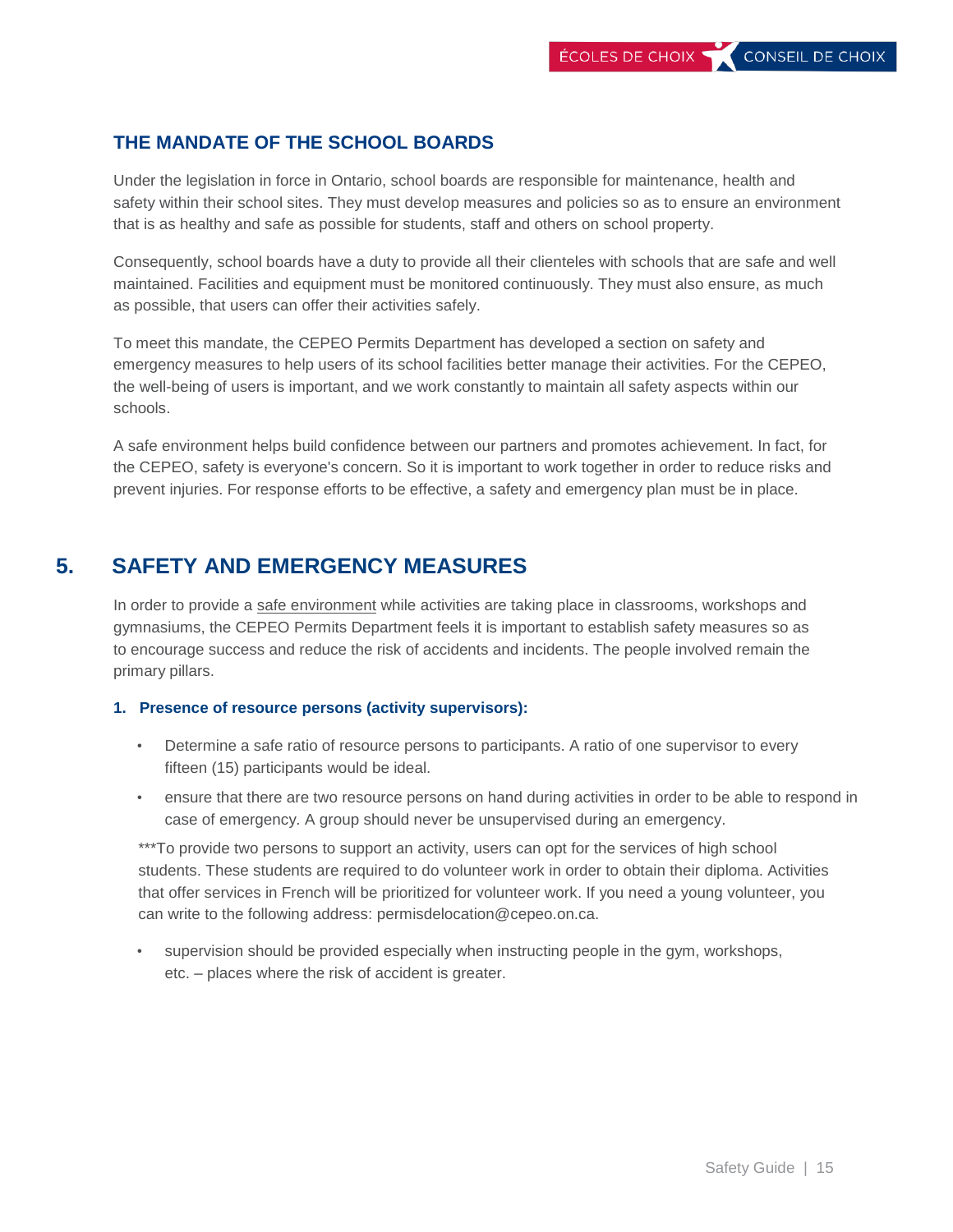### THE MANDATE OF THE SCHOOL BOARDS

Under the legislation in force in Ontario, school boards are responsible for maintenance, health and safety within their school sites. They must develop measures and policies so as to ensure an environment that is as healthy and safe as possible for students, staff and others on school property.

Consequently, school boards have a duty to provide all their clienteles with schools that are safe and well maintained. Facilities and equipment must be monitored continuously. They must also ensure, as much as possible, that users can offer their activities safely.

To meet this mandate, the CEPEO Permits Department has developed a section on safety and emergency measures to help users of its school facilities better manage their activities. For the CEPEO, the well-being of users is important, and we work constantly to maintain all safety aspects within our schools.

A safe environment helps build confidence between our partners and promotes achievement. In fact, for the CEPEO, safety is everyone's concern. So it is important to work together in order to reduce risks and prevent injuries. For response efforts to be effective, a safety and emergency plan must be in place.

## 5. SAFETY AND EMERGENCY MEASURES

In order to provide a safe environment while activities are taking place in classrooms, workshops and gymnasiums, the CEPEO Permits Department feels it is important to establish safety measures so as to encourage success and reduce the risk of accidents and incidents. The people involved remain the primary pillars.

#### 1. Presence of resource persons (activity supervisors):

- Determine a safe ratio of resource persons to participants. A ratio of one supervisor to every fifteen (15) participants would be ideal.
- ensure that there are two resource persons on hand during activities in order to be able to respond in case of emergency. A group should never be unsupervised during an emergency.

***To provide two persons to support an activity, users can opt for the services of high school students. These students are required to do volunteer work in order to obtain their diploma. Activities that offer services in French will be prioritized for volunteer work. If you need a young volunteer, you can write to the following address: permisdelocation@cepeo.on.ca.

- supervision should be provided especially when instructing people in the gym, workshops, etc. – places where the risk of accident is greater.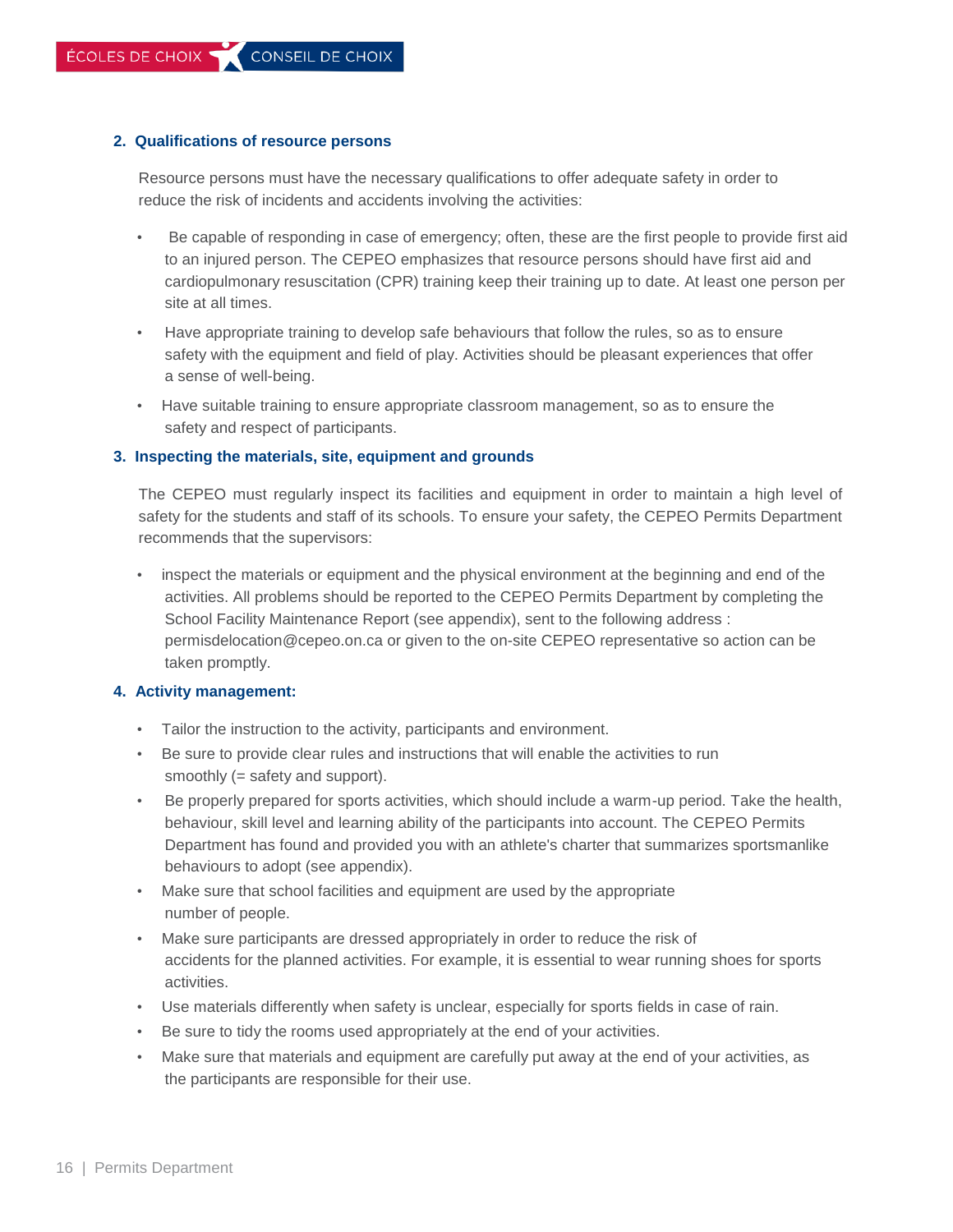### 2. Qualifications of resource persons

Resource persons must have the necessary qualifications to offer adequate safety in order to reduce the risk of incidents and accidents involving the activities:

- Be capable of responding in case of emergency; often, these are the first people to provide first aid to an injured person. The CEPEO emphasizes that resource persons should have first aid and cardiopulmonary resuscitation (CPR) training keep their training up to date. At least one person per site at all times.
- Have appropriate training to develop safe behaviours that follow the rules, so as to ensure safety with the equipment and field of play. Activities should be pleasant experiences that offer a sense of well-being.
- Have suitable training to ensure appropriate classroom management, so as to ensure the safety and respect of participants.

### 3. Inspecting the materials, site, equipment and grounds

The CEPEO must regularly inspect its facilities and equipment in order to maintain a high level of safety for the students and staff of its schools. To ensure your safety, the CEPEO Permits Department recommends that the supervisors:

- inspect the materials or equipment and the physical environment at the beginning and end of the activities. All problems should be reported to the CEPEO Permits Department by completing the School Facility Maintenance Report (see appendix), sent to the following address : permisdelocation@cepeo.on.ca or given to the on-site CEPEO representative so action can be taken promptly.

### 4. Activity management:

- Tailor the instruction to the activity, participants and environment.
- Be sure to provide clear rules and instructions that will enable the activities to run smoothly (= safety and support).
- Be properly prepared for sports activities, which should include a warm-up period. Take the health, behaviour, skill level and learning ability of the participants into account. The CEPEO Permits Department has found and provided you with an athlete's charter that summarizes sportsmanlike behaviours to adopt (see appendix).
- Make sure that school facilities and equipment are used by the appropriate number of people.
- Make sure participants are dressed appropriately in order to reduce the risk of accidents for the planned activities. For example, it is essential to wear running shoes for sports activities.
- Use materials differently when safety is unclear, especially for sports fields in case of rain.
- Be sure to tidy the rooms used appropriately at the end of your activities.
- Make sure that materials and equipment are carefully put away at the end of your activities, as the participants are responsible for their use.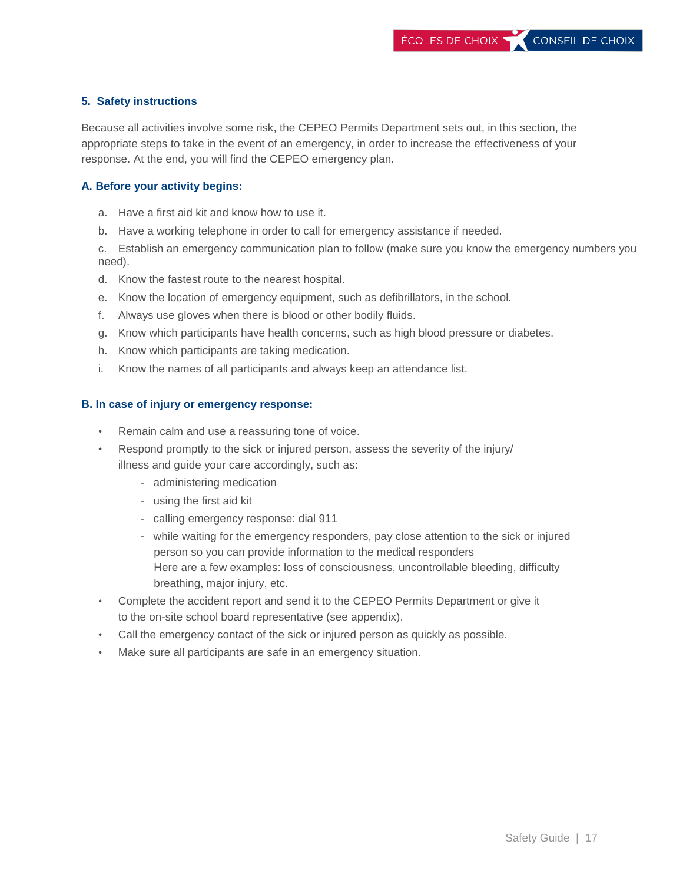## 5. Safety instructions

Because all activities involve some risk, the CEPEO Permits Department sets out, in this section, the appropriate steps to take in the event of an emergency, in order to increase the effectiveness of your response. At the end, you will find the CEPEO emergency plan.

### A. Before your activity begins:

a. Have a first aid kit and know how to use it.

b. Have a working telephone in order to call for emergency assistance if needed.

c. Establish an emergency communication plan to follow (make sure you know the emergency numbers you need).

d. Know the fastest route to the nearest hospital.

e. Know the location of emergency equipment, such as defibrillators, in the school.

f. Always use gloves when there is blood or other bodily fluids.

g. Know which participants have health concerns, such as high blood pressure or diabetes.

h. Know which participants are taking medication.

i. Know the names of all participants and always keep an attendance list.

### B. In case of injury or emergency response:

- Remain calm and use a reassuring tone of voice.
- Respond promptly to the sick or injured person, assess the severity of the injury/illness and guide your care accordingly, such as:
  - administering medication
  - using the first aid kit
  - calling emergency response: dial 911
  - while waiting for the emergency responders, pay close attention to the sick or injured person so you can provide information to the medical responders
    Here are a few examples: loss of consciousness, uncontrollable bleeding, difficulty breathing, major injury, etc.
- Complete the accident report and send it to the CEPEO Permits Department or give it to the on-site school board representative (see appendix).
- Call the emergency contact of the sick or injured person as quickly as possible.
- Make sure all participants are safe in an emergency situation.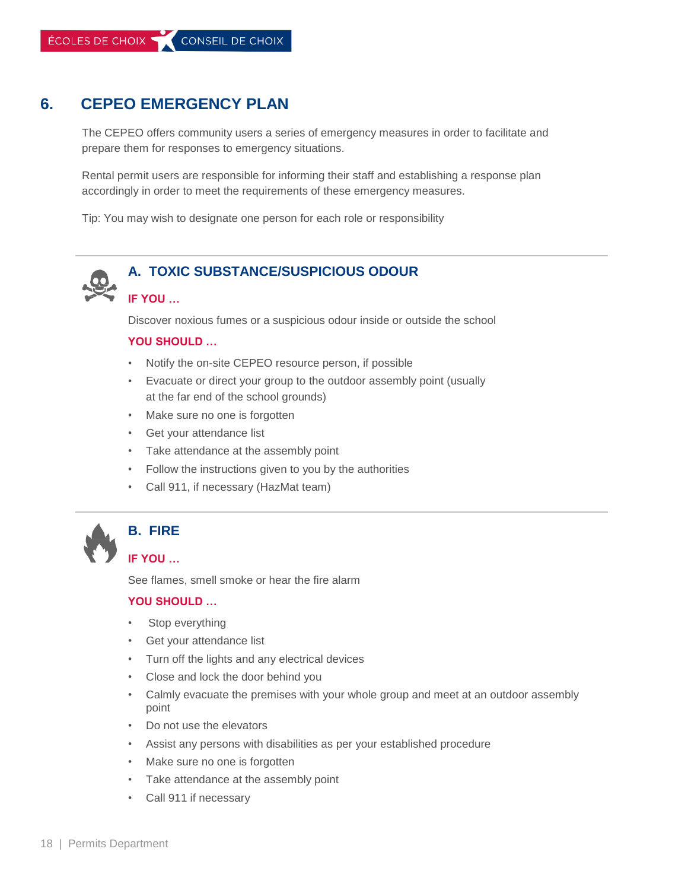## 6. CEPEO EMERGENCY PLAN

The CEPEO offers community users a series of emergency measures in order to facilitate and prepare them for responses to emergency situations.

Rental permit users are responsible for informing their staff and establishing a response plan accordingly in order to meet the requirements of these emergency measures.

Tip: You may wish to designate one person for each role or responsibility

### A. TOXIC SUBSTANCE/SUSPICIOUS ODOUR

**IF YOU …**

Discover noxious fumes or a suspicious odour inside or outside the school

**YOU SHOULD …**

- Notify the on-site CEPEO resource person, if possible
- Evacuate or direct your group to the outdoor assembly point (usually at the far end of the school grounds)
- Make sure no one is forgotten
- Get your attendance list
- Take attendance at the assembly point
- Follow the instructions given to you by the authorities
- Call 911, if necessary (HazMat team)

### B. FIRE

**IF YOU …**

See flames, smell smoke or hear the fire alarm

**YOU SHOULD …**

- Stop everything
- Get your attendance list
- Turn off the lights and any electrical devices
- Close and lock the door behind you
- Calmly evacuate the premises with your whole group and meet at an outdoor assembly point
- Do not use the elevators
- Assist any persons with disabilities as per your established procedure
- Make sure no one is forgotten
- Take attendance at the assembly point
- Call 911 if necessary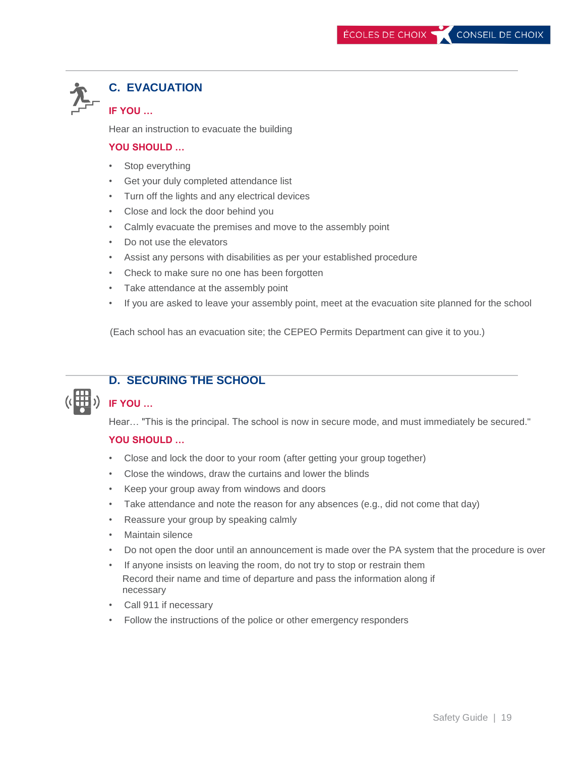## C. EVACUATION

**IF YOU …**

Hear an instruction to evacuate the building

**YOU SHOULD …**

- Stop everything
- Get your duly completed attendance list
- Turn off the lights and any electrical devices
- Close and lock the door behind you
- Calmly evacuate the premises and move to the assembly point
- Do not use the elevators
- Assist any persons with disabilities as per your established procedure
- Check to make sure no one has been forgotten
- Take attendance at the assembly point
- If you are asked to leave your assembly point, meet at the evacuation site planned for the school

(Each school has an evacuation site; the CEPEO Permits Department can give it to you.)

## D. SECURING THE SCHOOL

**IF YOU …**

Hear… "This is the principal. The school is now in secure mode, and must immediately be secured."

**YOU SHOULD …**

- Close and lock the door to your room (after getting your group together)
- Close the windows, draw the curtains and lower the blinds
- Keep your group away from windows and doors
- Take attendance and note the reason for any absences (e.g., did not come that day)
- Reassure your group by speaking calmly
- Maintain silence
- Do not open the door until an announcement is made over the PA system that the procedure is over
- If anyone insists on leaving the room, do not try to stop or restrain them
  Record their name and time of departure and pass the information along if necessary
- Call 911 if necessary
- Follow the instructions of the police or other emergency responders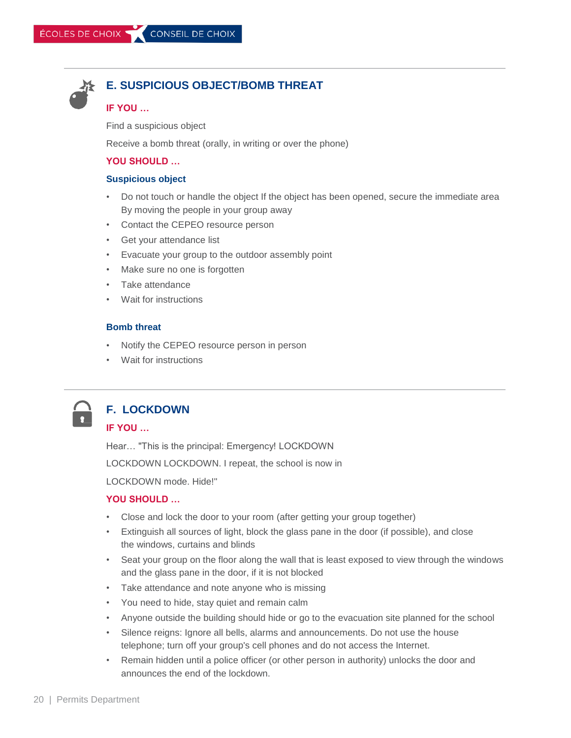## E. SUSPICIOUS OBJECT/BOMB THREAT

**IF YOU …**

Find a suspicious object

Receive a bomb threat (orally, in writing or over the phone)

**YOU SHOULD …**

**Suspicious object**

- Do not touch or handle the object If the object has been opened, secure the immediate area By moving the people in your group away
- Contact the CEPEO resource person
- Get your attendance list
- Evacuate your group to the outdoor assembly point
- Make sure no one is forgotten
- Take attendance
- Wait for instructions

**Bomb threat**

- Notify the CEPEO resource person in person
- Wait for instructions

## F. LOCKDOWN

**IF YOU …**

Hear… "This is the principal: Emergency! LOCKDOWN LOCKDOWN LOCKDOWN. I repeat, the school is now in LOCKDOWN mode. Hide!"

**YOU SHOULD …**

- Close and lock the door to your room (after getting your group together)
- Extinguish all sources of light, block the glass pane in the door (if possible), and close the windows, curtains and blinds
- Seat your group on the floor along the wall that is least exposed to view through the windows and the glass pane in the door, if it is not blocked
- Take attendance and note anyone who is missing
- You need to hide, stay quiet and remain calm
- Anyone outside the building should hide or go to the evacuation site planned for the school
- Silence reigns: Ignore all bells, alarms and announcements. Do not use the house telephone; turn off your group's cell phones and do not access the Internet.
- Remain hidden until a police officer (or other person in authority) unlocks the door and announces the end of the lockdown.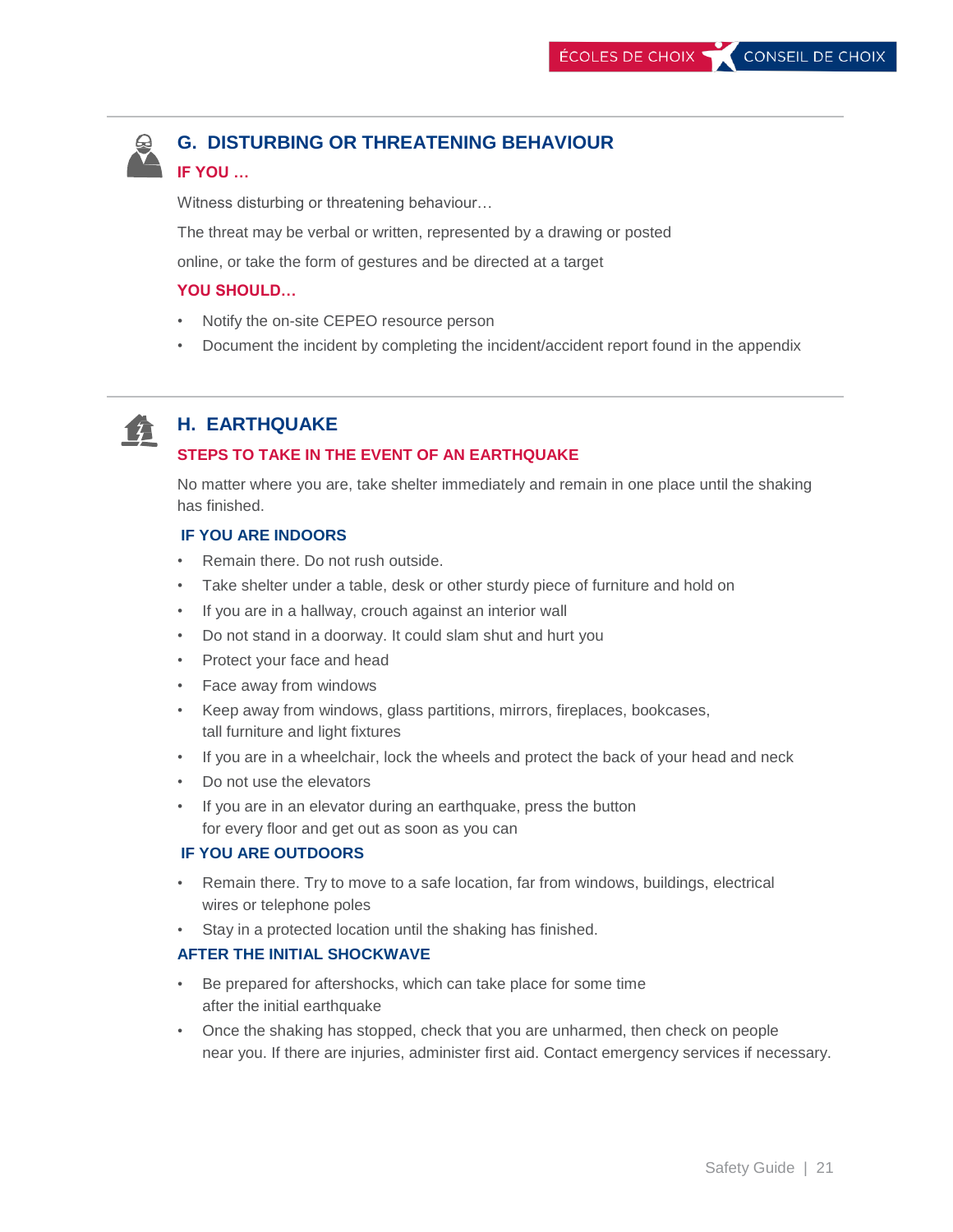## G. DISTURBING OR THREATENING BEHAVIOUR

### IF YOU …

Witness disturbing or threatening behaviour…

The threat may be verbal or written, represented by a drawing or posted online, or take the form of gestures and be directed at a target

### YOU SHOULD…

- Notify the on-site CEPEO resource person
- Document the incident by completing the incident/accident report found in the appendix

## H. EARTHQUAKE

### STEPS TO TAKE IN THE EVENT OF AN EARTHQUAKE

No matter where you are, take shelter immediately and remain in one place until the shaking has finished.

#### IF YOU ARE INDOORS

- Remain there. Do not rush outside.
- Take shelter under a table, desk or other sturdy piece of furniture and hold on
- If you are in a hallway, crouch against an interior wall
- Do not stand in a doorway. It could slam shut and hurt you
- Protect your face and head
- Face away from windows
- Keep away from windows, glass partitions, mirrors, fireplaces, bookcases, tall furniture and light fixtures
- If you are in a wheelchair, lock the wheels and protect the back of your head and neck
- Do not use the elevators
- If you are in an elevator during an earthquake, press the button for every floor and get out as soon as you can

#### IF YOU ARE OUTDOORS

- Remain there. Try to move to a safe location, far from windows, buildings, electrical wires or telephone poles
- Stay in a protected location until the shaking has finished.

#### AFTER THE INITIAL SHOCKWAVE

- Be prepared for aftershocks, which can take place for some time after the initial earthquake
- Once the shaking has stopped, check that you are unharmed, then check on people near you. If there are injuries, administer first aid. Contact emergency services if necessary.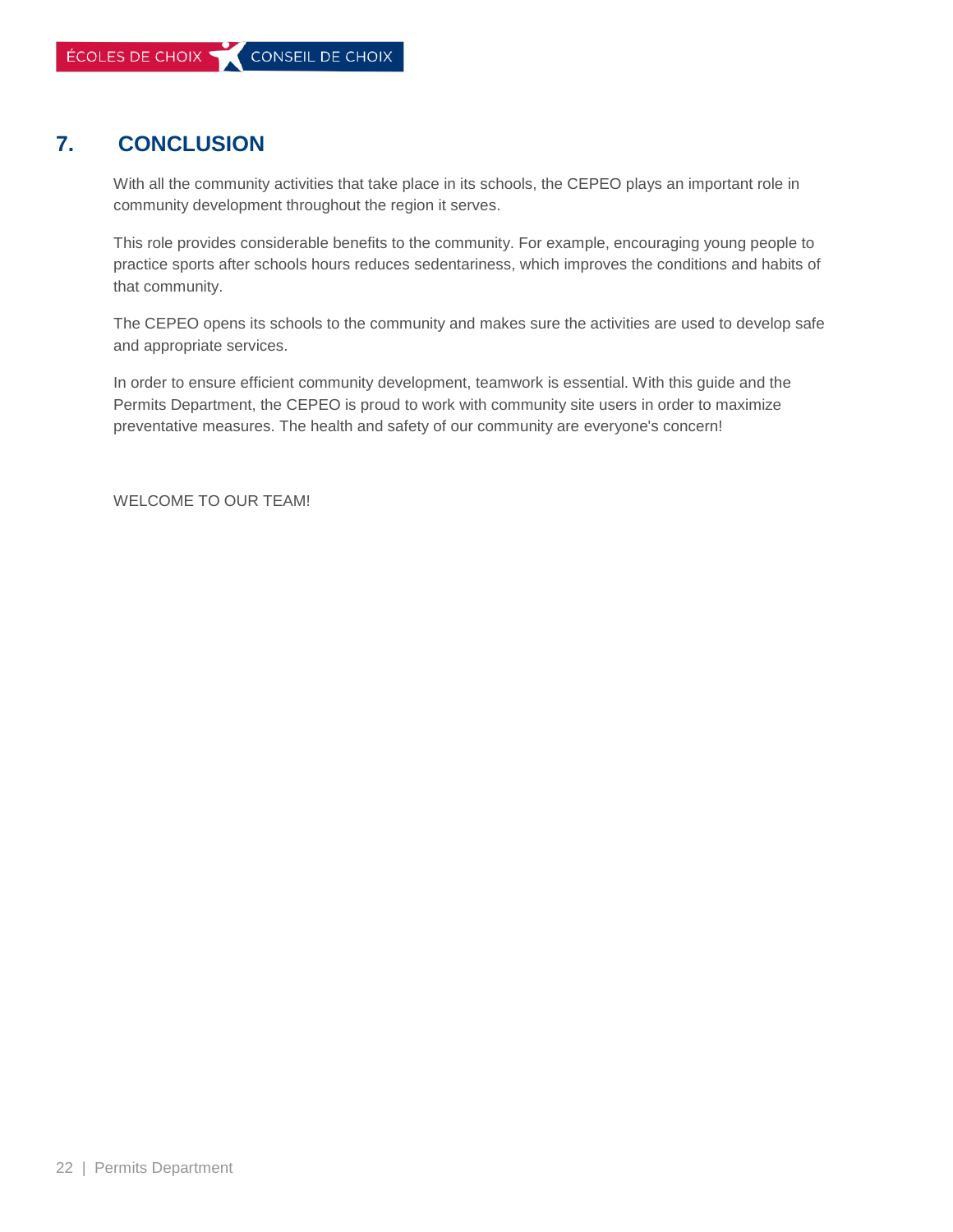## 7. CONCLUSION

With all the community activities that take place in its schools, the CEPEO plays an important role in community development throughout the region it serves.

This role provides considerable benefits to the community. For example, encouraging young people to practice sports after schools hours reduces sedentariness, which improves the conditions and habits of that community.

The CEPEO opens its schools to the community and makes sure the activities are used to develop safe and appropriate services.

In order to ensure efficient community development, teamwork is essential. With this guide and the Permits Department, the CEPEO is proud to work with community site users in order to maximize preventative measures. The health and safety of our community are everyone's concern!

WELCOME TO OUR TEAM!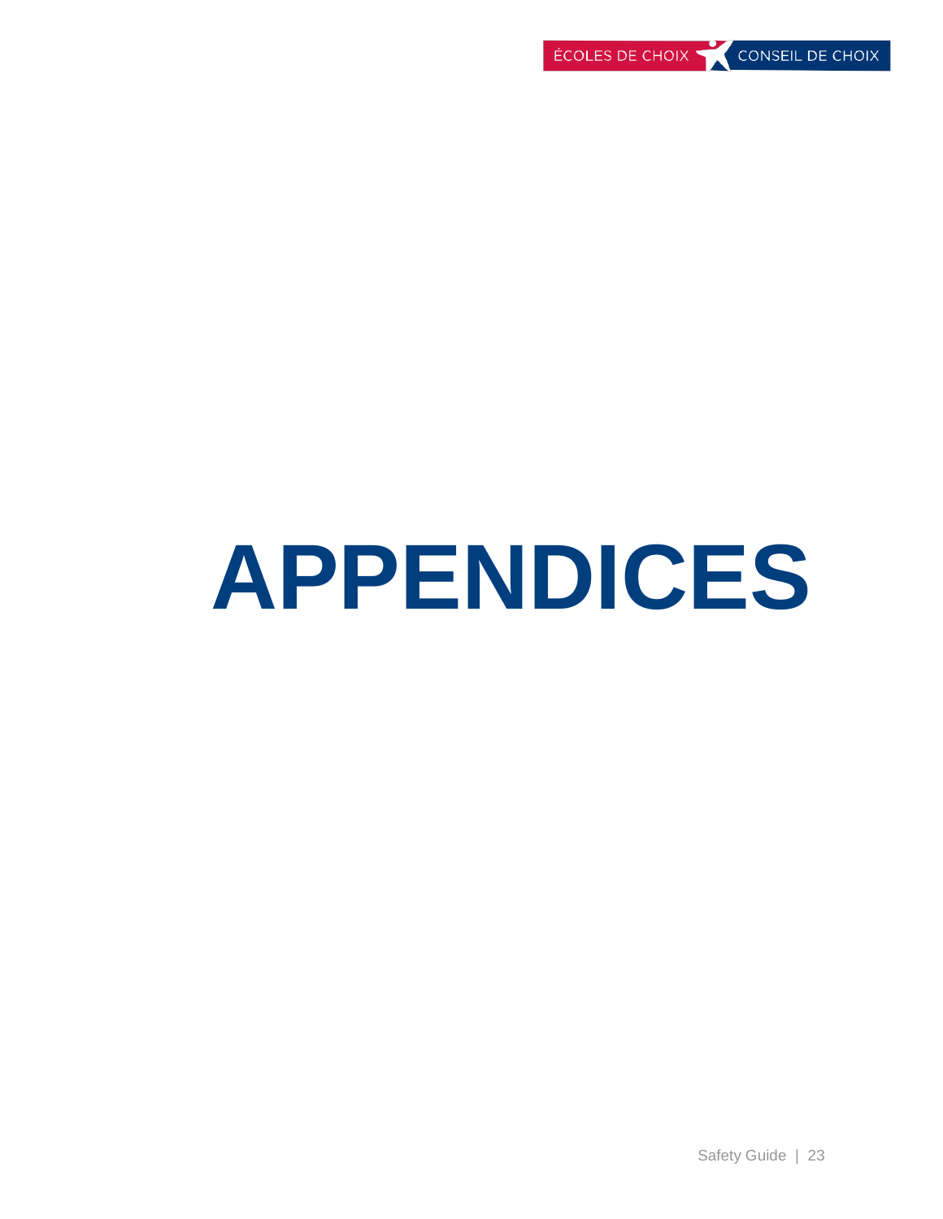# APPENDICES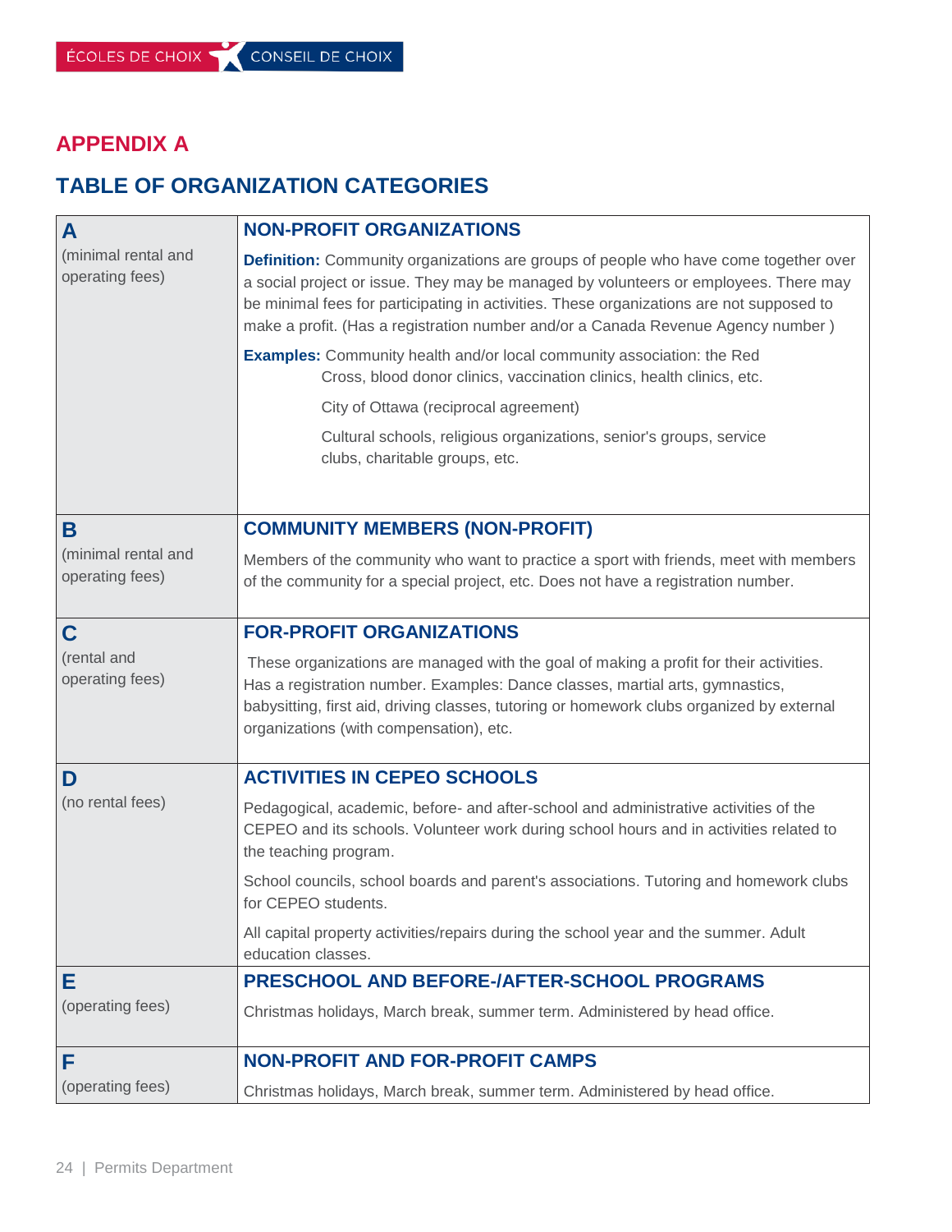## APPENDIX A

## TABLE OF ORGANIZATION CATEGORIES

| Category | Description |
|---|---|
| **A** (minimal rental and operating fees) | **NON-PROFIT ORGANIZATIONS** <br> **Definition:** Community organizations are groups of people who have come together over a social project or issue. They may be managed by volunteers or employees. There may be minimal fees for participating in activities. These organizations are not supposed to make a profit. (Has a registration number and/or a Canada Revenue Agency number ) <br> **Examples:** Community health and/or local community association: the Red Cross, blood donor clinics, vaccination clinics, health clinics, etc. <br> City of Ottawa (reciprocal agreement) <br> Cultural schools, religious organizations, senior's groups, service clubs, charitable groups, etc. |
| **B** (minimal rental and operating fees) | **COMMUNITY MEMBERS (NON-PROFIT)** <br> Members of the community who want to practice a sport with friends, meet with members of the community for a special project, etc. Does not have a registration number. |
| **C** (rental and operating fees) | **FOR-PROFIT ORGANIZATIONS** <br> These organizations are managed with the goal of making a profit for their activities. Has a registration number. Examples: Dance classes, martial arts, gymnastics, babysitting, first aid, driving classes, tutoring or homework clubs organized by external organizations (with compensation), etc. |
| **D** (no rental fees) | **ACTIVITIES IN CEPEO SCHOOLS** <br> Pedagogical, academic, before- and after-school and administrative activities of the CEPEO and its schools. Volunteer work during school hours and in activities related to the teaching program. <br> School councils, school boards and parent's associations. Tutoring and homework clubs for CEPEO students. <br> All capital property activities/repairs during the school year and the summer. Adult education classes. |
| **E** (operating fees) | **PRESCHOOL AND BEFORE-/AFTER-SCHOOL PROGRAMS** <br> Christmas holidays, March break, summer term. Administered by head office. |
| **F** (operating fees) | **NON-PROFIT AND FOR-PROFIT CAMPS** <br> Christmas holidays, March break, summer term. Administered by head office. |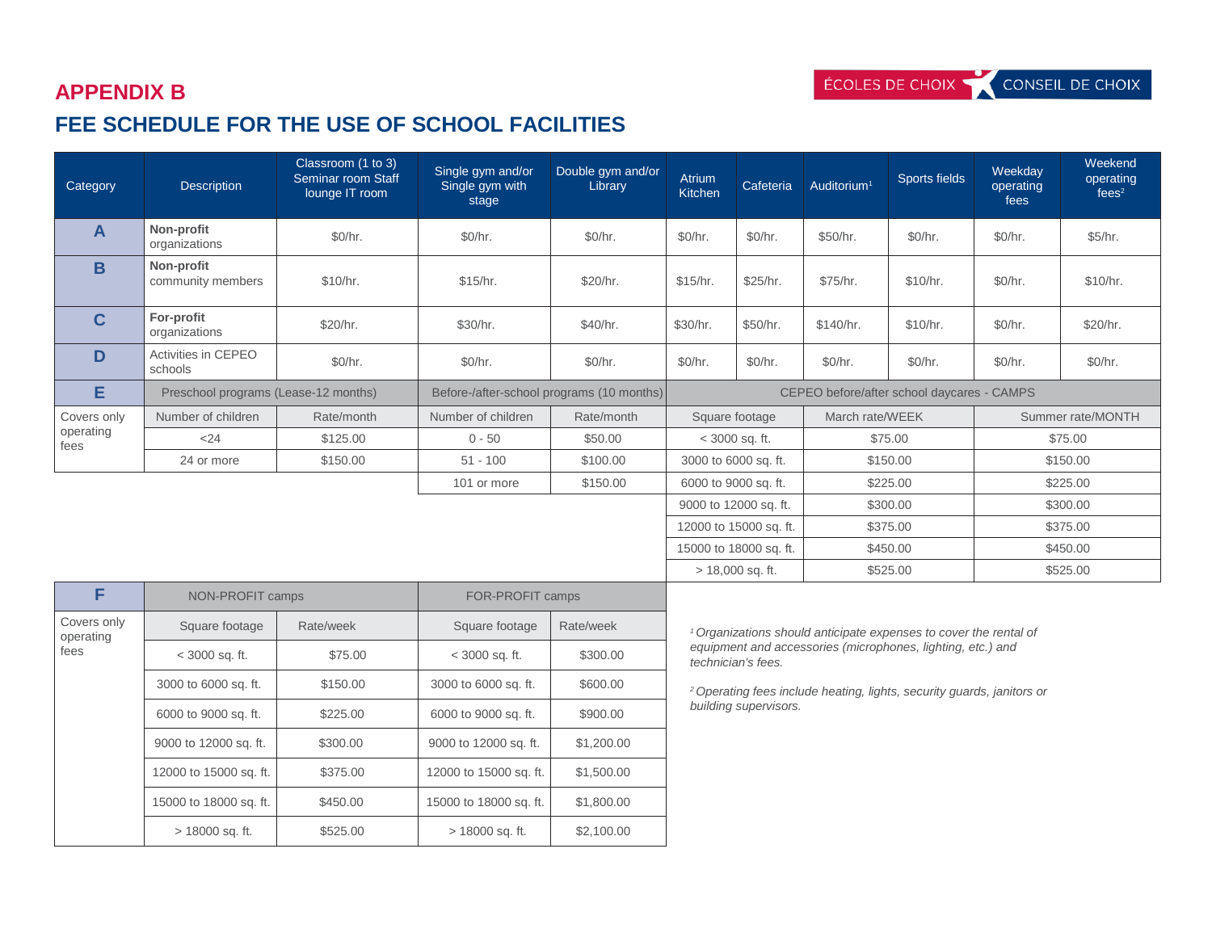## APPENDIX B

ÉCOLES DE CHOIX CONSEIL DE CHOIX

# FEE SCHEDULE FOR THE USE OF SCHOOL FACILITIES

| Category | Description | Classroom (1 to 3) Seminar room Staff lounge IT room | Single gym and/or Single gym with stage | Double gym and/or Library | Atrium Kitchen | Cafeteria | Auditorium[1] | Sports fields | Weekday operating fees | Weekend operating fees[2] |
|---|---|---|---|---|---|---|---|---|---|---|
| **A** | **Non-profit** organizations | $0/hr. | $0/hr. | $0/hr. | $0/hr. | $0/hr. | $50/hr. | $0/hr. | $0/hr. | $5/hr. |
| **B** | **Non-profit** community members | $10/hr. | $15/hr. | $20/hr. | $15/hr. | $25/hr. | $75/hr. | $10/hr. | $0/hr. | $10/hr. |
| **C** | **For-profit** organizations | $20/hr. | $30/hr. | $40/hr. | $30/hr. | $50/hr. | $140/hr. | $10/hr. | $0/hr. | $20/hr. |
| **D** | Activities in CEPEO schools | $0/hr. | $0/hr. | $0/hr. | $0/hr. | $0/hr. | $0/hr. | $0/hr. | $0/hr. | $0/hr. |

| **E** | Preschool programs (Lease-12 months) | | Before-/after-school programs (10 months) | | CEPEO before/after school daycares - CAMPS | | |
|---|---|---|---|---|---|---|---|
| Covers only operating fees | Number of children | Rate/month | Number of children | Rate/month | Square footage | March rate/WEEK | Summer rate/MONTH |
| | <24 | $125.00 | 0 - 50 | $50.00 | < 3000 sq. ft. | $75.00 | $75.00 |
| | 24 or more | $150.00 | 51 - 100 | $100.00 | 3000 to 6000 sq. ft. | $150.00 | $150.00 |
| | | | 101 or more | $150.00 | 6000 to 9000 sq. ft. | $225.00 | $225.00 |
| | | | | | 9000 to 12000 sq. ft. | $300.00 | $300.00 |
| | | | | | 12000 to 15000 sq. ft. | $375.00 | $375.00 |
| | | | | | 15000 to 18000 sq. ft. | $450.00 | $450.00 |
| | | | | | > 18,000 sq. ft. | $525.00 | $525.00 |

| **F** | NON-PROFIT camps | | FOR-PROFIT camps | |
|---|---|---|---|---|
| Covers only operating fees | Square footage | Rate/week | Square footage | Rate/week |
| | < 3000 sq. ft. | $75.00 | < 3000 sq. ft. | $300.00 |
| | 3000 to 6000 sq. ft. | $150.00 | 3000 to 6000 sq. ft. | $600.00 |
| | 6000 to 9000 sq. ft. | $225.00 | 6000 to 9000 sq. ft. | $900.00 |
| | 9000 to 12000 sq. ft. | $300.00 | 9000 to 12000 sq. ft. | $1,200.00 |
| | 12000 to 15000 sq. ft. | $375.00 | 12000 to 15000 sq. ft. | $1,500.00 |
| | 15000 to 18000 sq. ft. | $450.00 | 15000 to 18000 sq. ft. | $1,800.00 |
| | > 18000 sq. ft. | $525.00 | > 18000 sq. ft. | $2,100.00 |

*[1] Organizations should anticipate expenses to cover the rental of equipment and accessories (microphones, lighting, etc.) and technician's fees.*

*[2] Operating fees include heating, lights, security guards, janitors or building supervisors.*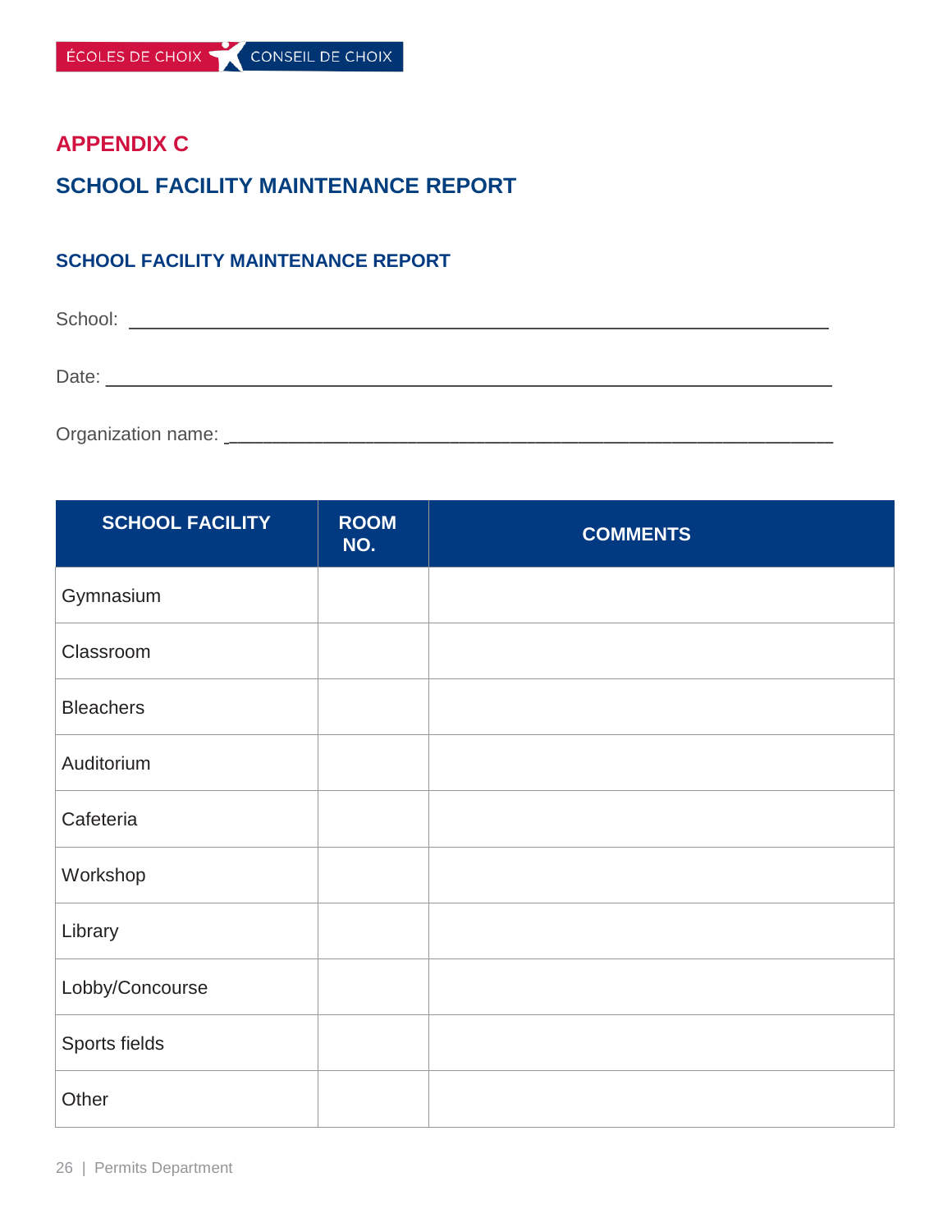## APPENDIX C

## SCHOOL FACILITY MAINTENANCE REPORT

### SCHOOL FACILITY MAINTENANCE REPORT

School: ______________________________________________________________

Date: ________________________________________________________________

Organization name: ______________________________________________________

| SCHOOL FACILITY | ROOM NO. | COMMENTS |
|---|---|---|
| Gymnasium | | |
| Classroom | | |
| Bleachers | | |
| Auditorium | | |
| Cafeteria | | |
| Workshop | | |
| Library | | |
| Lobby/Concourse | | |
| Sports fields | | |
| Other | | |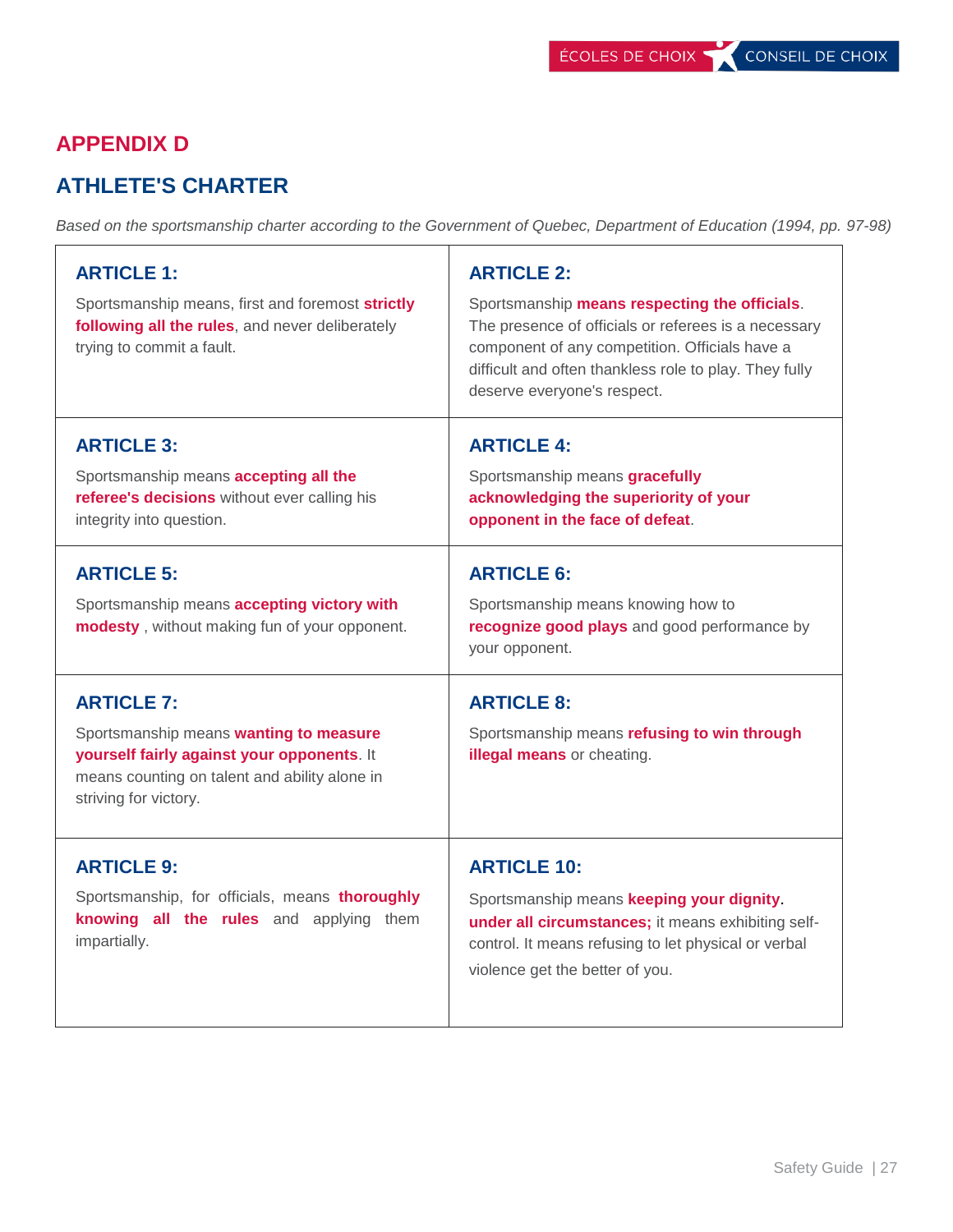## APPENDIX D

## ATHLETE'S CHARTER

*Based on the sportsmanship charter according to the Government of Quebec, Department of Education (1994, pp. 97-98)*

| | |
|---|---|
| **ARTICLE 1:** Sportsmanship means, first and foremost **strictly following all the rules**, and never deliberately trying to commit a fault. | **ARTICLE 2:** Sportsmanship **means respecting the officials**. The presence of officials or referees is a necessary component of any competition. Officials have a difficult and often thankless role to play. They fully deserve everyone's respect. |
| **ARTICLE 3:** Sportsmanship means **accepting all the referee's decisions** without ever calling his integrity into question. | **ARTICLE 4:** Sportsmanship means **gracefully acknowledging the superiority of your opponent in the face of defeat**. |
| **ARTICLE 5:** Sportsmanship means **accepting victory with modesty** , without making fun of your opponent. | **ARTICLE 6:** Sportsmanship means knowing how to **recognize good plays** and good performance by your opponent. |
| **ARTICLE 7:** Sportsmanship means **wanting to measure yourself fairly against your opponents**. It means counting on talent and ability alone in striving for victory. | **ARTICLE 8:** Sportsmanship means **refusing to win through illegal means** or cheating. |
| **ARTICLE 9:** Sportsmanship, for officials, means **thoroughly knowing all the rules** and applying them impartially. | **ARTICLE 10:** Sportsmanship means **keeping your dignity**. **under all circumstances;** it means exhibiting self-control. It means refusing to let physical or verbal violence get the better of you. |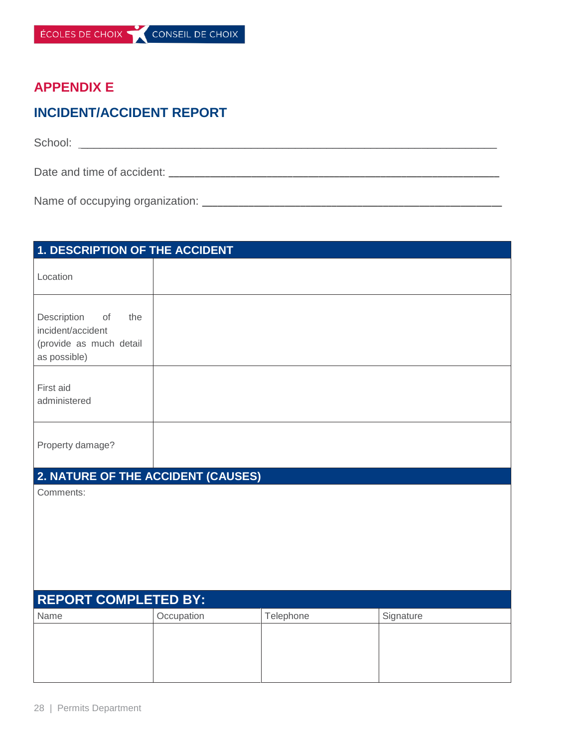## APPENDIX E

## INCIDENT/ACCIDENT REPORT

School: ___________________________________________________________

Date and time of accident: ____________________________________________

Name of occupying organization: ________________________________________

| 1. DESCRIPTION OF THE ACCIDENT | |
|---|---|
| Location | |
| Description of the incident/accident (provide as much detail as possible) | |
| First aid administered | |
| Property damage? | |

| 2. NATURE OF THE ACCIDENT (CAUSES) |
|---|
| Comments: |

| REPORT COMPLETED BY: | | | |
|---|---|---|---|
| Name | Occupation | Telephone | Signature |
| | | | |